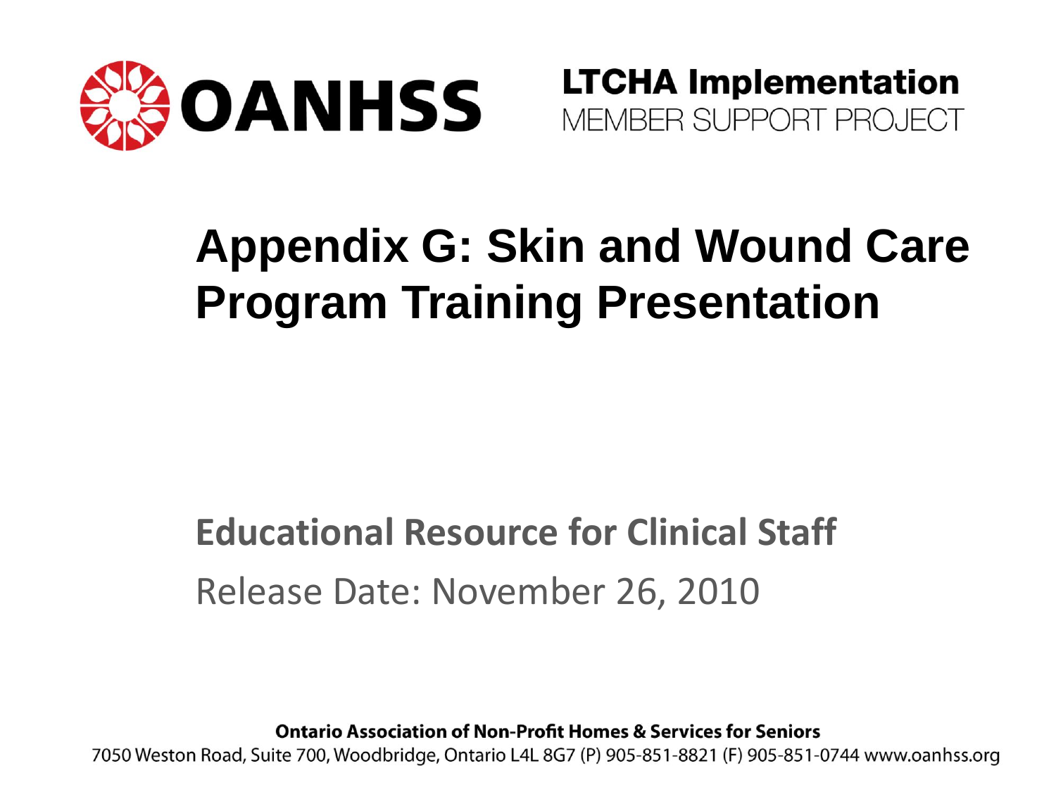OANHSS

**LTCHA Implementation**
MEMBER SUPPORT PROJECT

# Appendix G: Skin and Wound Care Program Training Presentation

**Educational Resource for Clinical Staff**

Release Date: November 26, 2010

**Ontario Association of Non-Profit Homes & Services for Seniors**
7050 Weston Road, Suite 700, Woodbridge, Ontario L4L 8G7 (P) 905-851-8821 (F) 905-851-0744 www.oanhss.org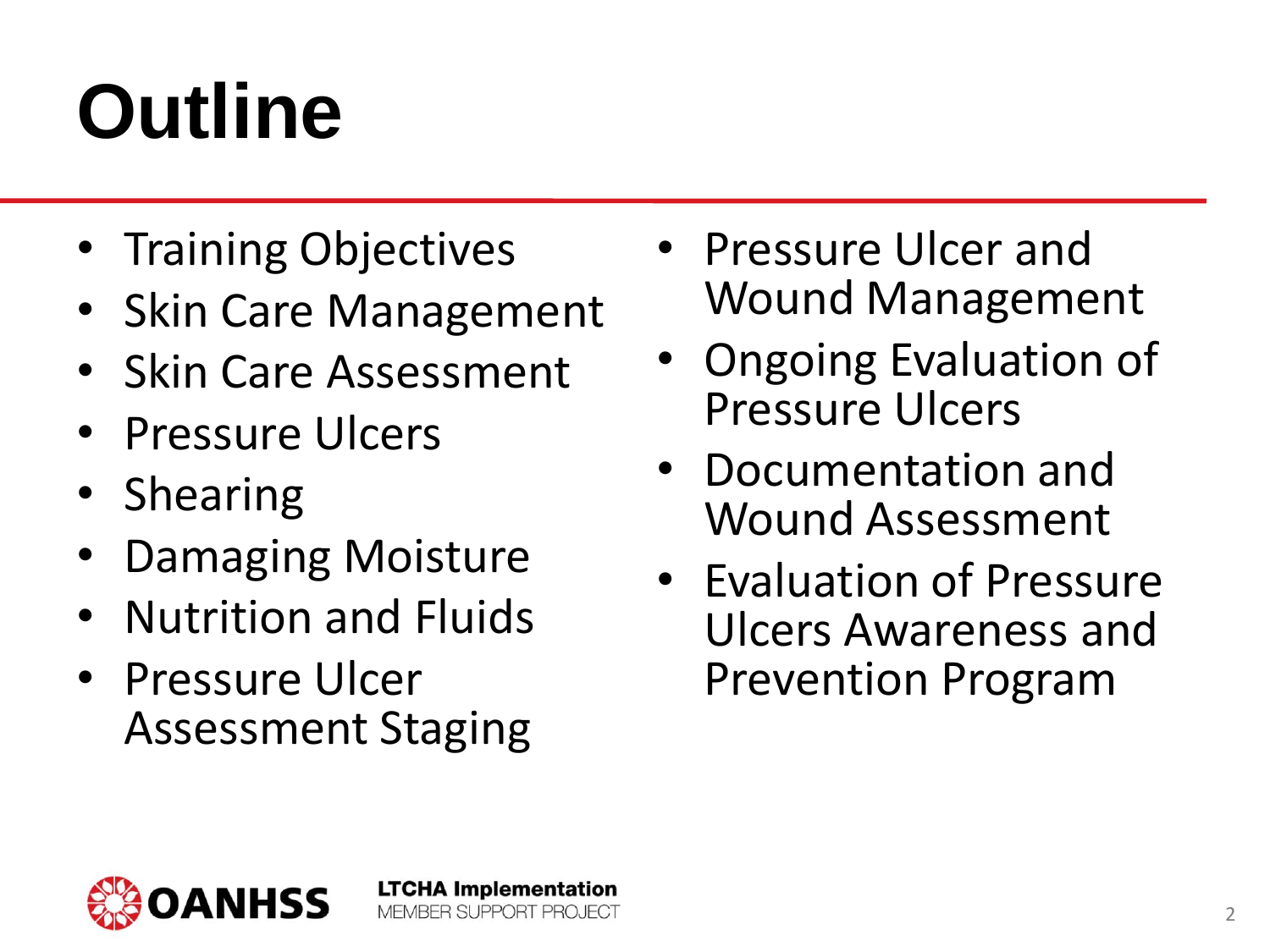# Outline

- Training Objectives
- Skin Care Management
- Skin Care Assessment
- Pressure Ulcers
- Shearing
- Damaging Moisture
- Nutrition and Fluids
- Pressure Ulcer Assessment Staging
- Pressure Ulcer and Wound Management
- Ongoing Evaluation of Pressure Ulcers
- Documentation and Wound Assessment
- Evaluation of Pressure Ulcers Awareness and Prevention Program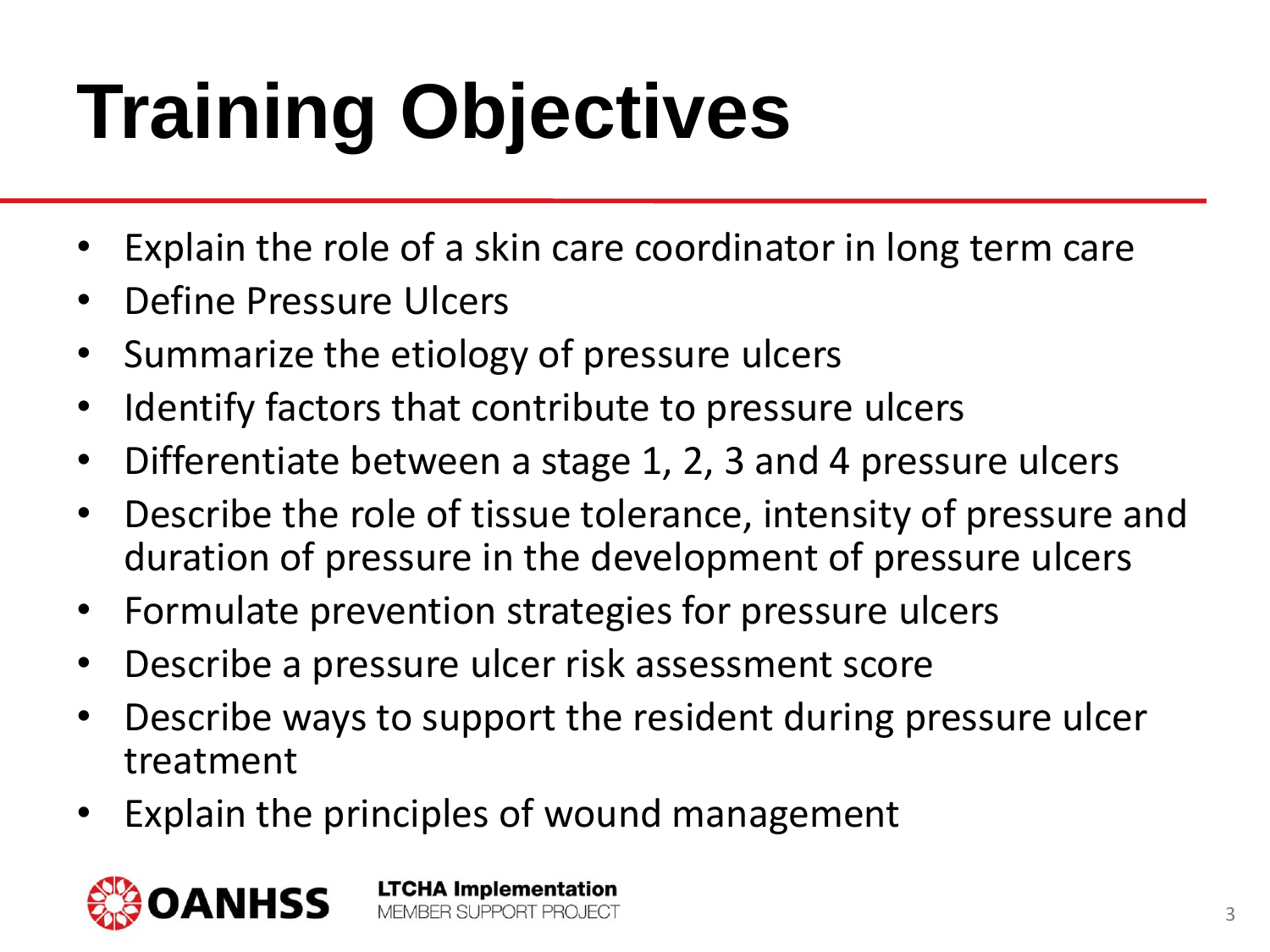# Training Objectives

- Explain the role of a skin care coordinator in long term care
- Define Pressure Ulcers
- Summarize the etiology of pressure ulcers
- Identify factors that contribute to pressure ulcers
- Differentiate between a stage 1, 2, 3 and 4 pressure ulcers
- Describe the role of tissue tolerance, intensity of pressure and duration of pressure in the development of pressure ulcers
- Formulate prevention strategies for pressure ulcers
- Describe a pressure ulcer risk assessment score
- Describe ways to support the resident during pressure ulcer treatment
- Explain the principles of wound management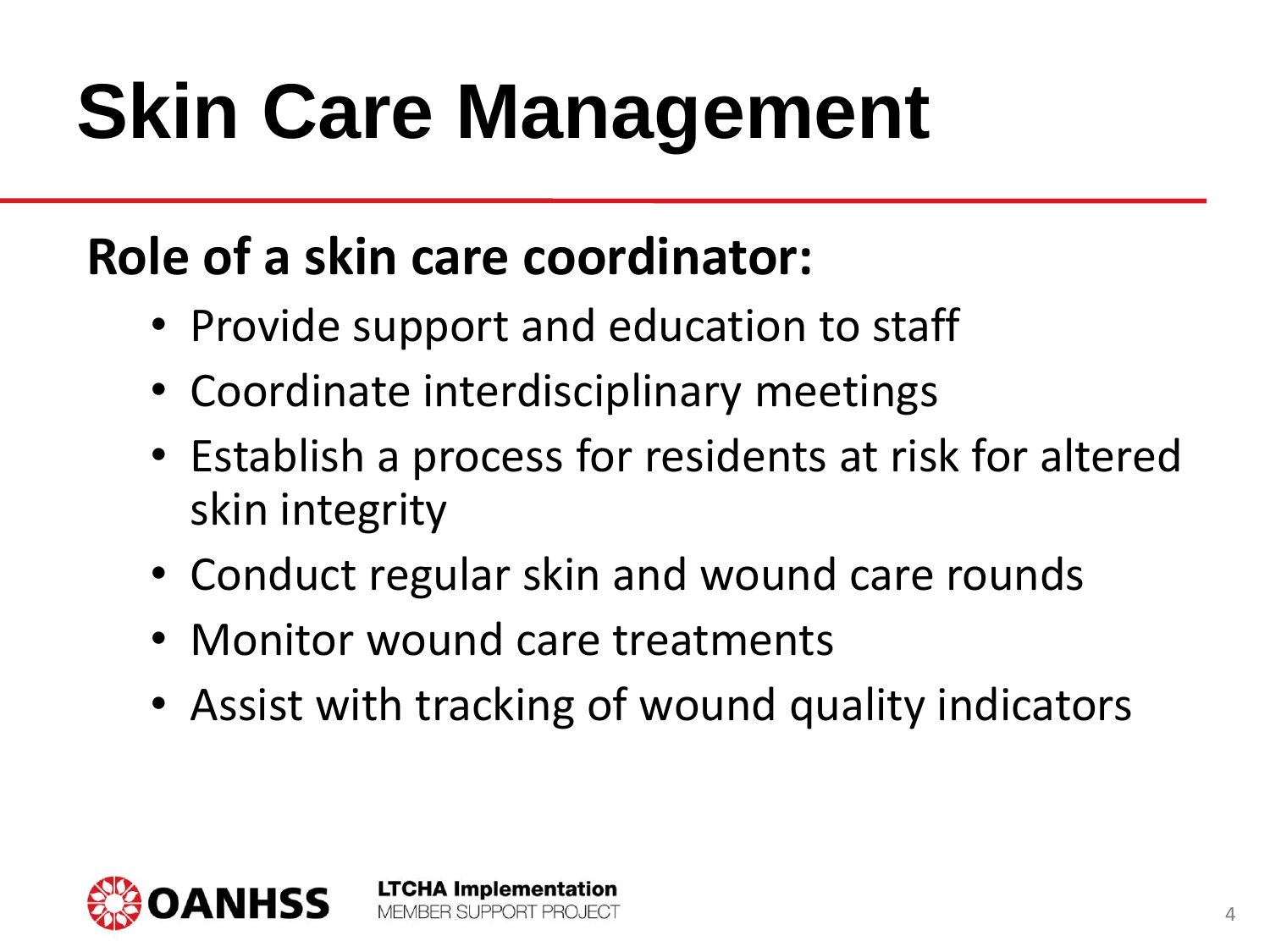# Skin Care Management

## Role of a skin care coordinator:

- Provide support and education to staff
- Coordinate interdisciplinary meetings
- Establish a process for residents at risk for altered skin integrity
- Conduct regular skin and wound care rounds
- Monitor wound care treatments
- Assist with tracking of wound quality indicators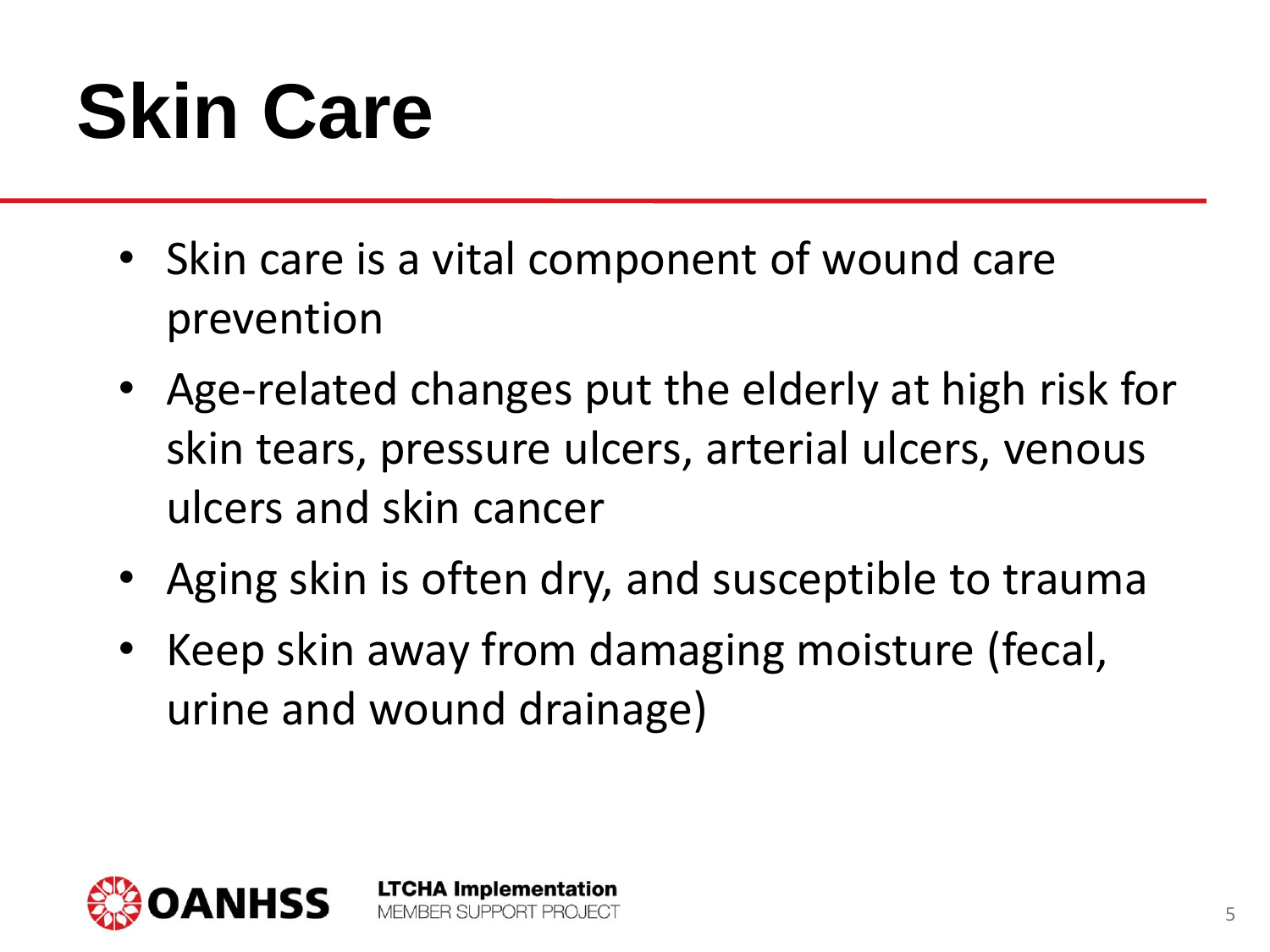# Skin Care

- Skin care is a vital component of wound care prevention
- Age-related changes put the elderly at high risk for skin tears, pressure ulcers, arterial ulcers, venous ulcers and skin cancer
- Aging skin is often dry, and susceptible to trauma
- Keep skin away from damaging moisture (fecal, urine and wound drainage)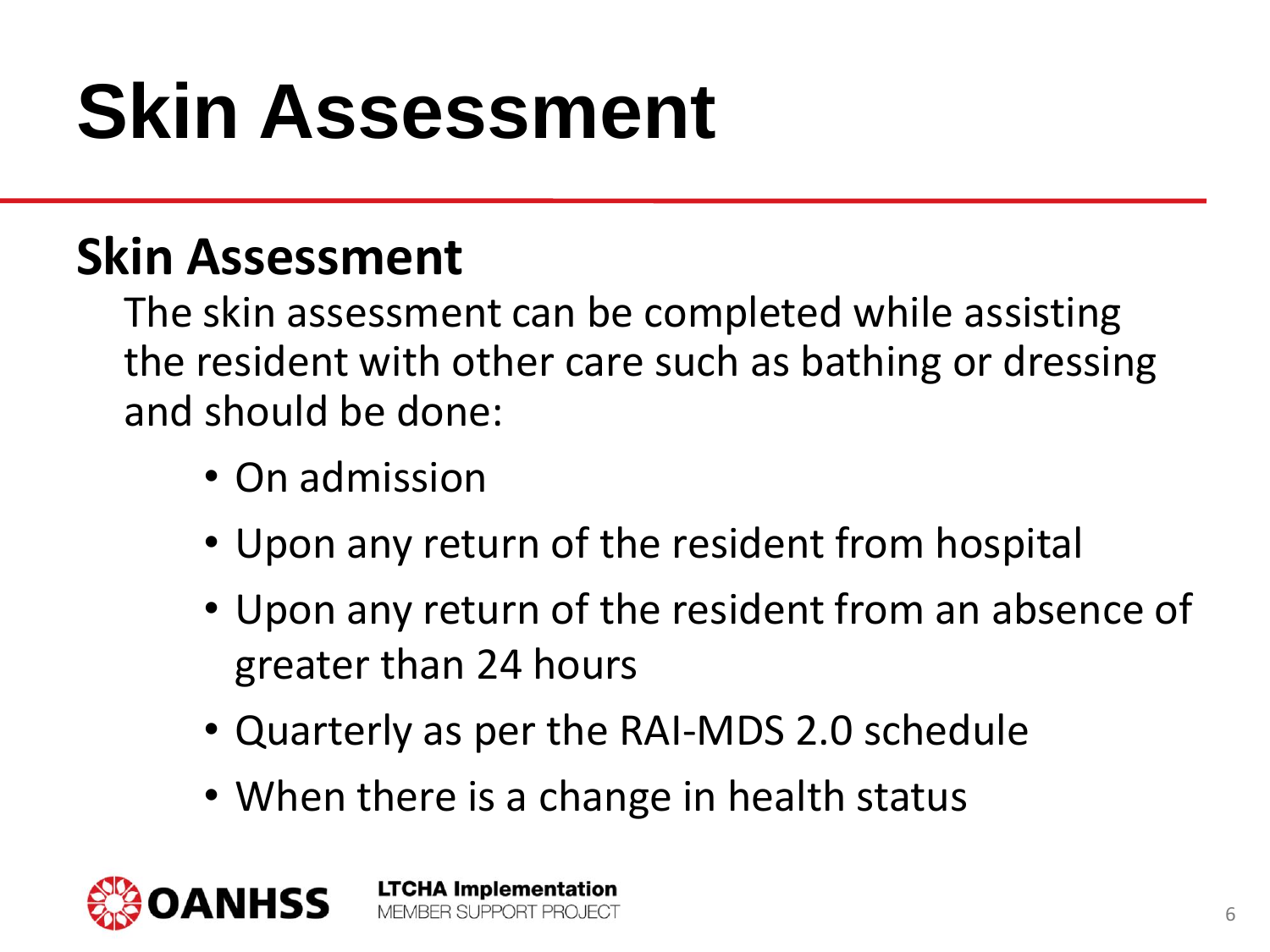# Skin Assessment

## Skin Assessment

The skin assessment can be completed while assisting the resident with other care such as bathing or dressing and should be done:

- On admission
- Upon any return of the resident from hospital
- Upon any return of the resident from an absence of greater than 24 hours
- Quarterly as per the RAI-MDS 2.0 schedule
- When there is a change in health status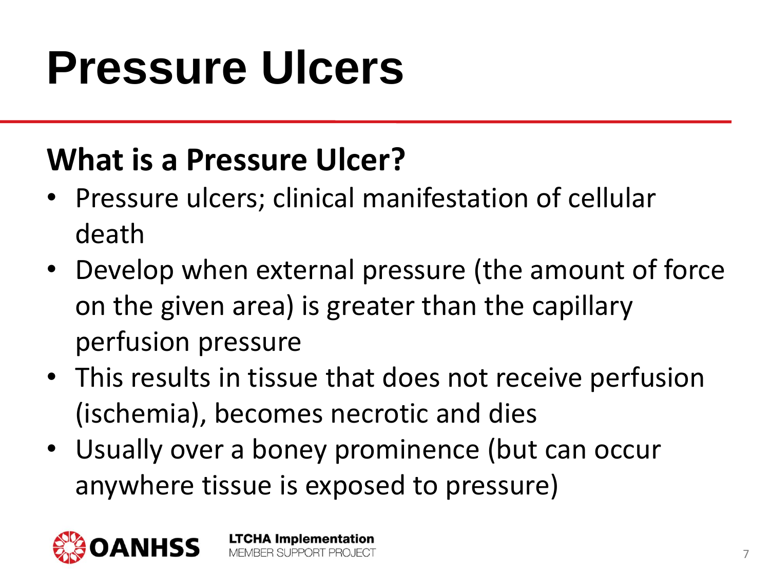# Pressure Ulcers

## What is a Pressure Ulcer?

- Pressure ulcers; clinical manifestation of cellular death
- Develop when external pressure (the amount of force on the given area) is greater than the capillary perfusion pressure
- This results in tissue that does not receive perfusion (ischemia), becomes necrotic and dies
- Usually over a boney prominence (but can occur anywhere tissue is exposed to pressure)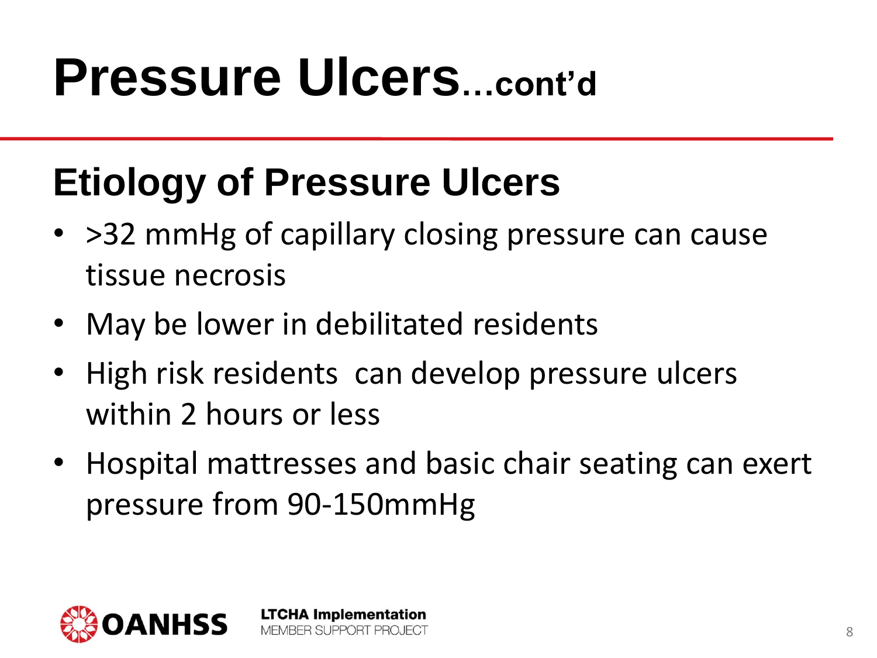# Pressure Ulcers…cont'd

## Etiology of Pressure Ulcers

- >32 mmHg of capillary closing pressure can cause tissue necrosis
- May be lower in debilitated residents
- High risk residents can develop pressure ulcers within 2 hours or less
- Hospital mattresses and basic chair seating can exert pressure from 90-150mmHg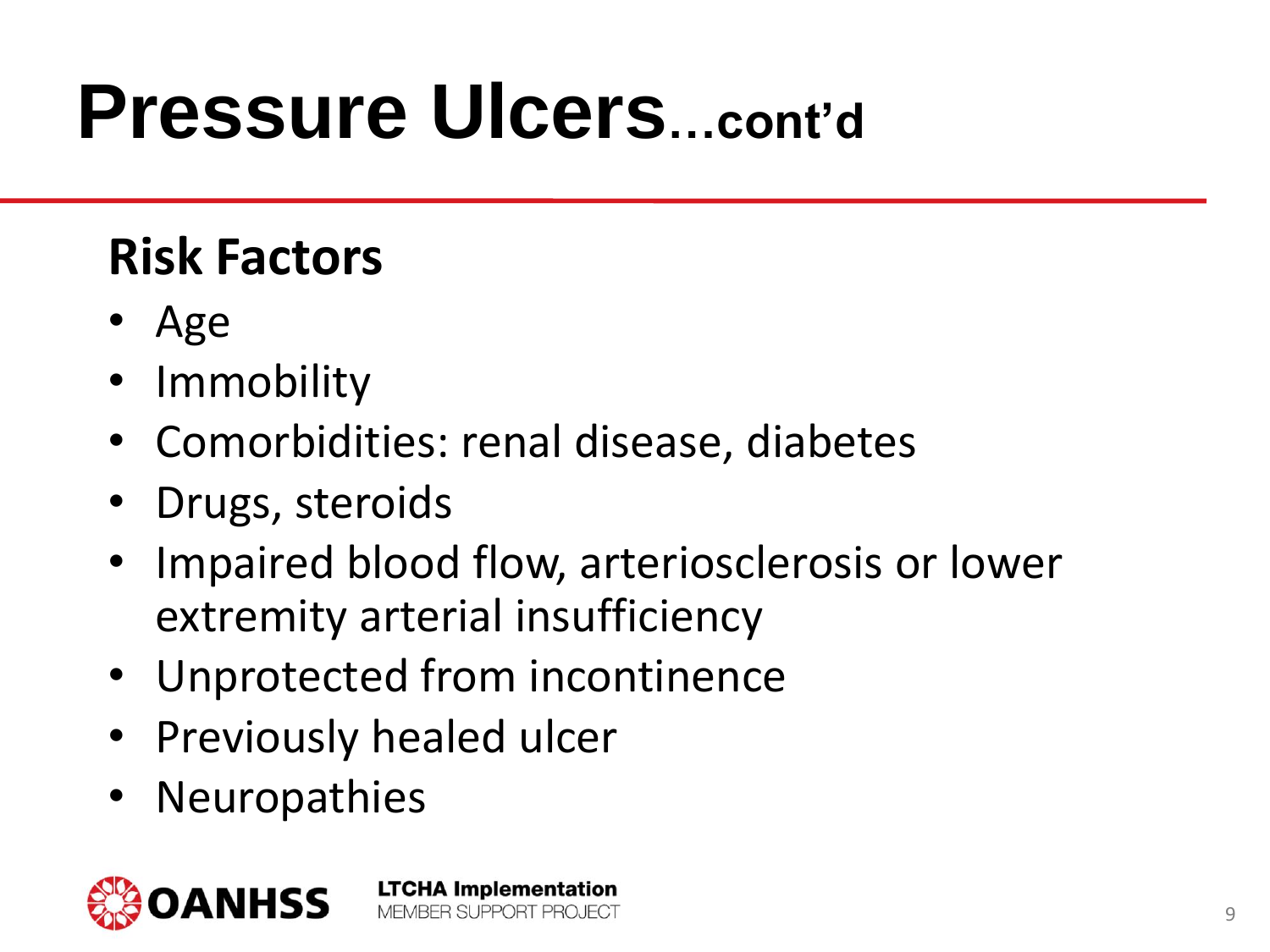# Pressure Ulcers...cont'd

## Risk Factors

- Age
- Immobility
- Comorbidities: renal disease, diabetes
- Drugs, steroids
- Impaired blood flow, arteriosclerosis or lower extremity arterial insufficiency
- Unprotected from incontinence
- Previously healed ulcer
- Neuropathies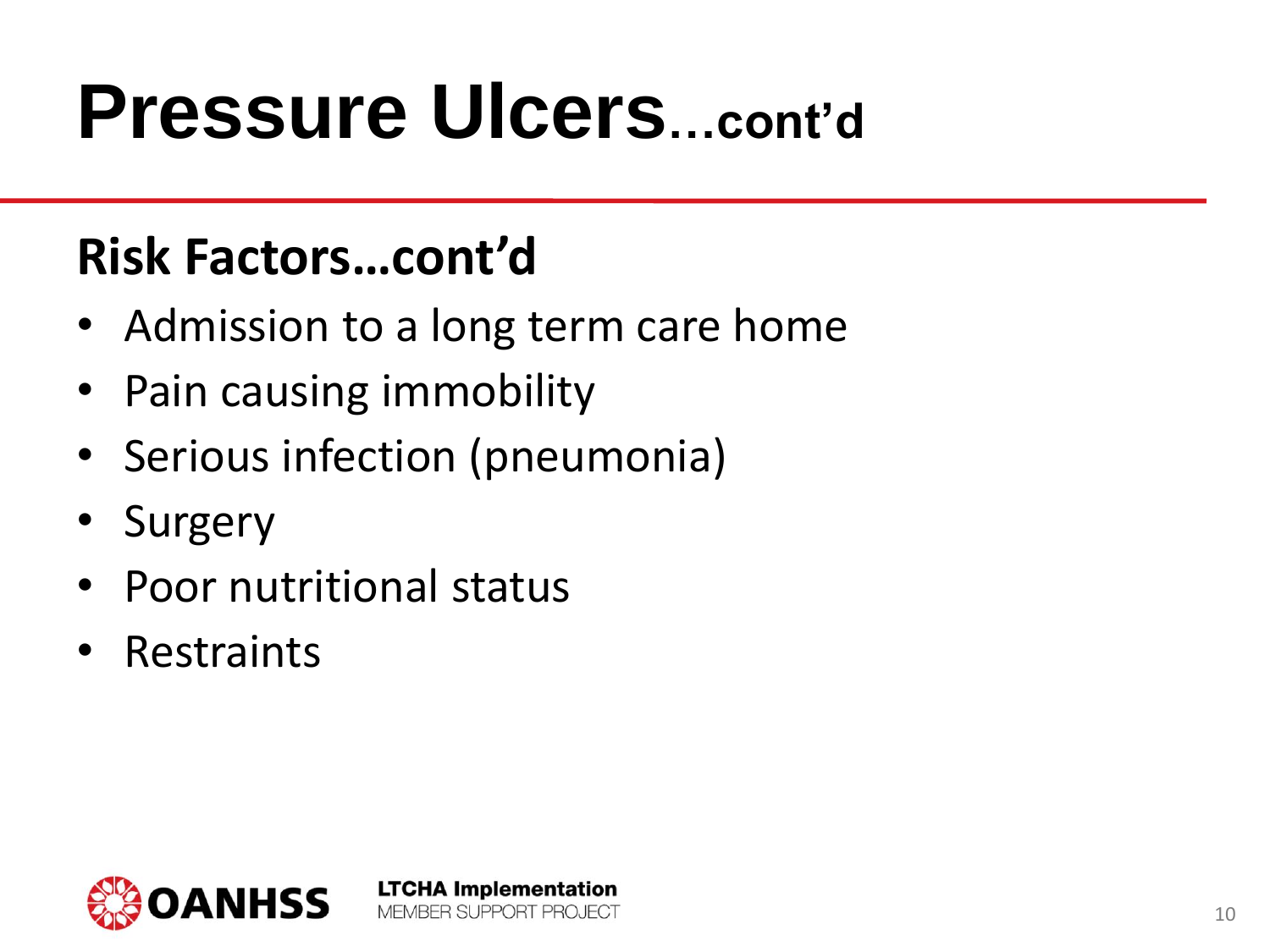# Pressure Ulcers…cont'd

## Risk Factors…cont'd

- Admission to a long term care home
- Pain causing immobility
- Serious infection (pneumonia)
- Surgery
- Poor nutritional status
- Restraints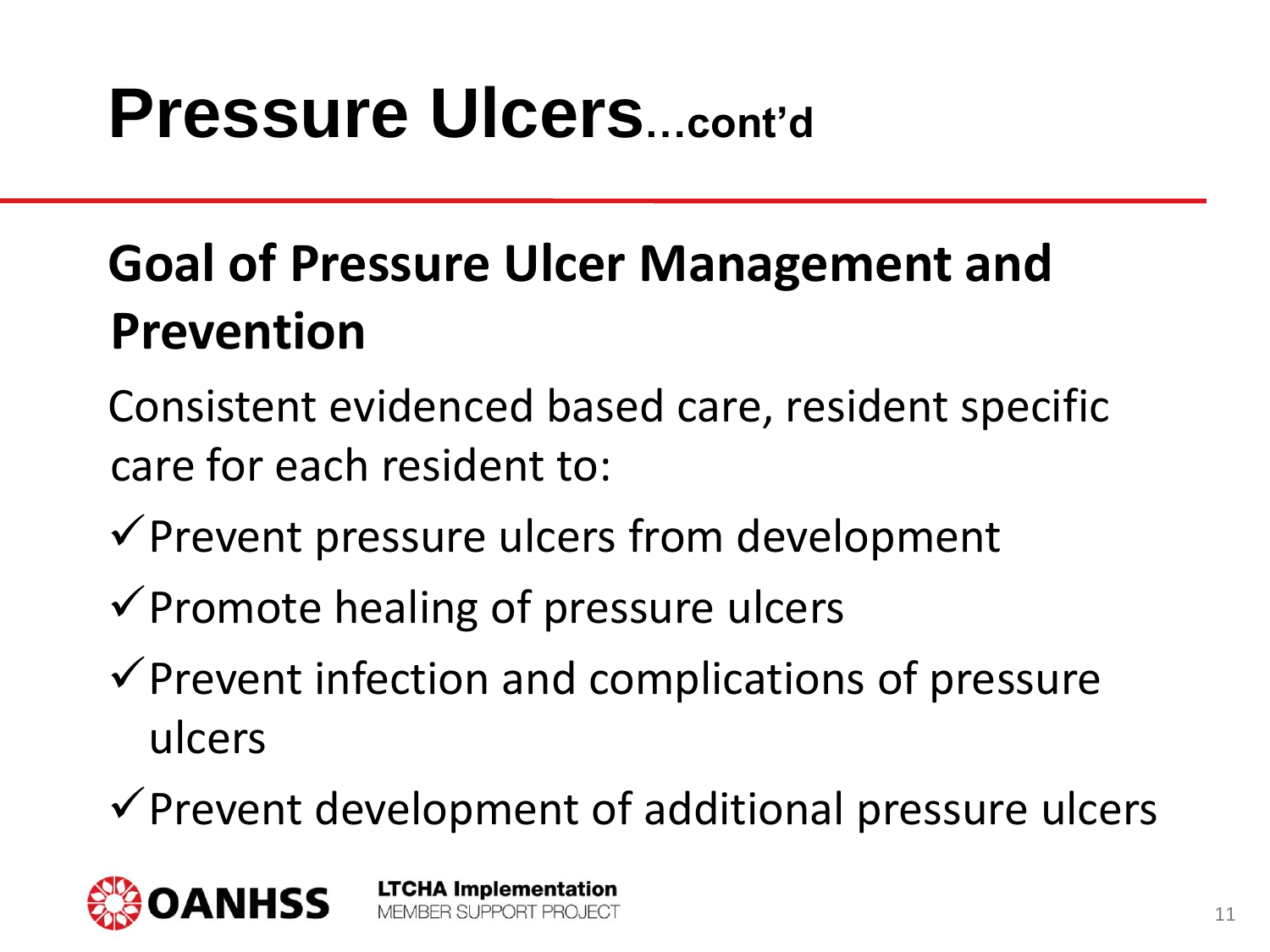# Pressure Ulcers…cont'd

## Goal of Pressure Ulcer Management and Prevention

Consistent evidenced based care, resident specific care for each resident to:

- ✓ Prevent pressure ulcers from development
- ✓ Promote healing of pressure ulcers
- ✓ Prevent infection and complications of pressure ulcers
- ✓ Prevent development of additional pressure ulcers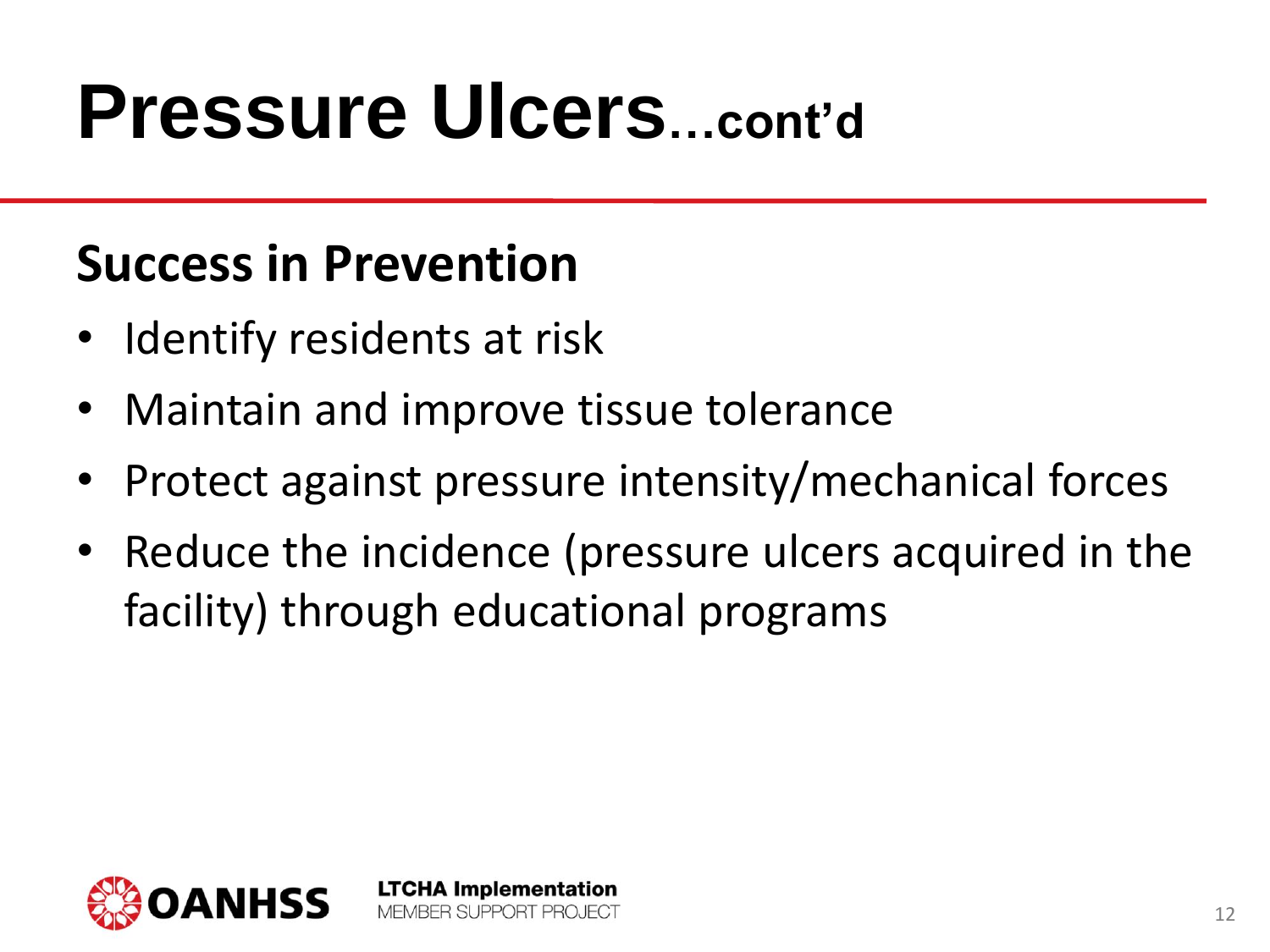# Pressure Ulcers…cont'd

## Success in Prevention

- Identify residents at risk
- Maintain and improve tissue tolerance
- Protect against pressure intensity/mechanical forces
- Reduce the incidence (pressure ulcers acquired in the facility) through educational programs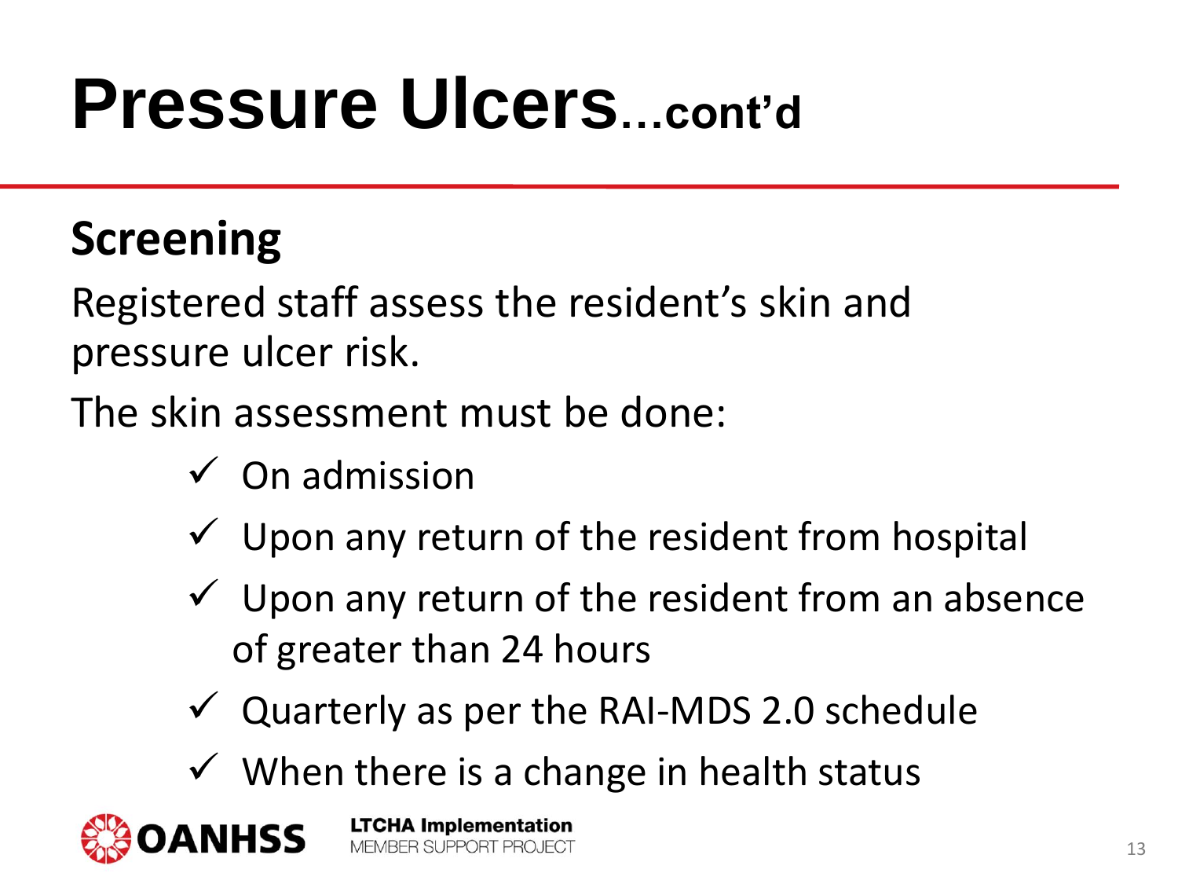# Pressure Ulcers…cont'd

## Screening

Registered staff assess the resident's skin and pressure ulcer risk.

The skin assessment must be done:

- ✓ On admission
- ✓ Upon any return of the resident from hospital
- ✓ Upon any return of the resident from an absence of greater than 24 hours
- ✓ Quarterly as per the RAI-MDS 2.0 schedule
- ✓ When there is a change in health status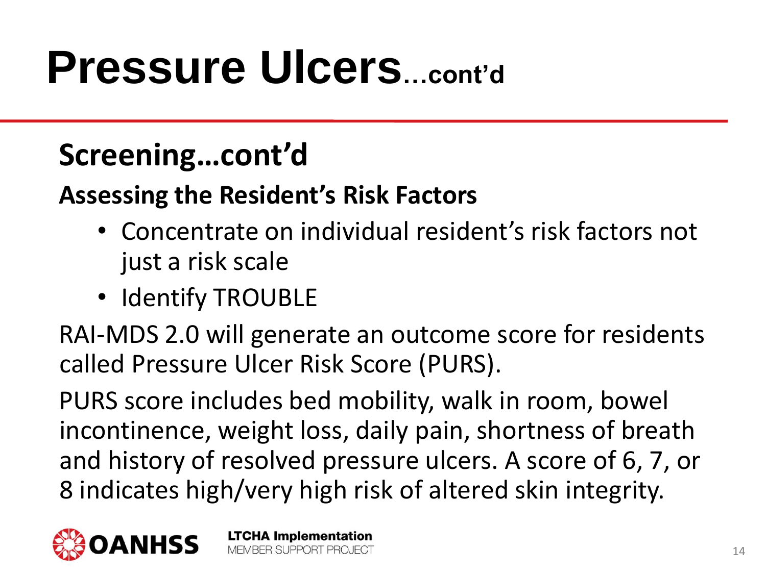# Pressure Ulcers…cont'd

## Screening…cont'd

### Assessing the Resident's Risk Factors

- Concentrate on individual resident's risk factors not just a risk scale
- Identify TROUBLE

RAI-MDS 2.0 will generate an outcome score for residents called Pressure Ulcer Risk Score (PURS).

PURS score includes bed mobility, walk in room, bowel incontinence, weight loss, daily pain, shortness of breath and history of resolved pressure ulcers. A score of 6, 7, or 8 indicates high/very high risk of altered skin integrity.

OANHSS

**LTCHA Implementation**
MEMBER SUPPORT PROJECT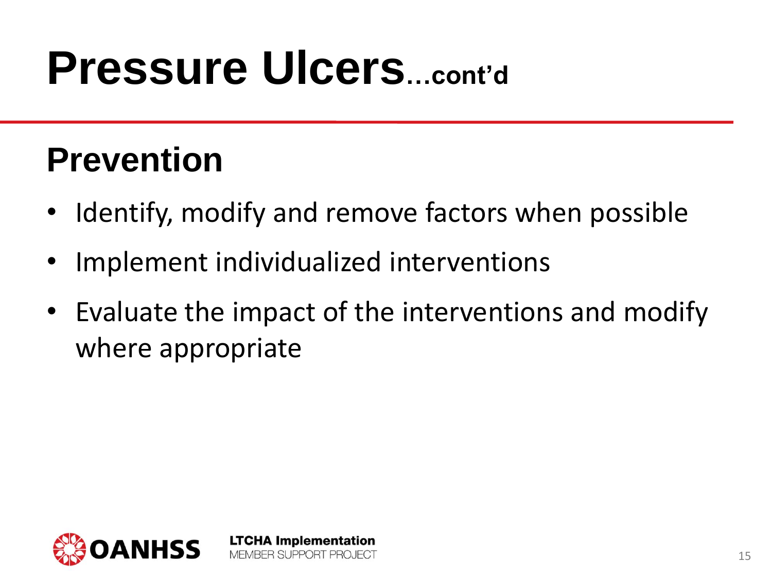# Pressure Ulcers...cont'd

## Prevention

- Identify, modify and remove factors when possible
- Implement individualized interventions
- Evaluate the impact of the interventions and modify where appropriate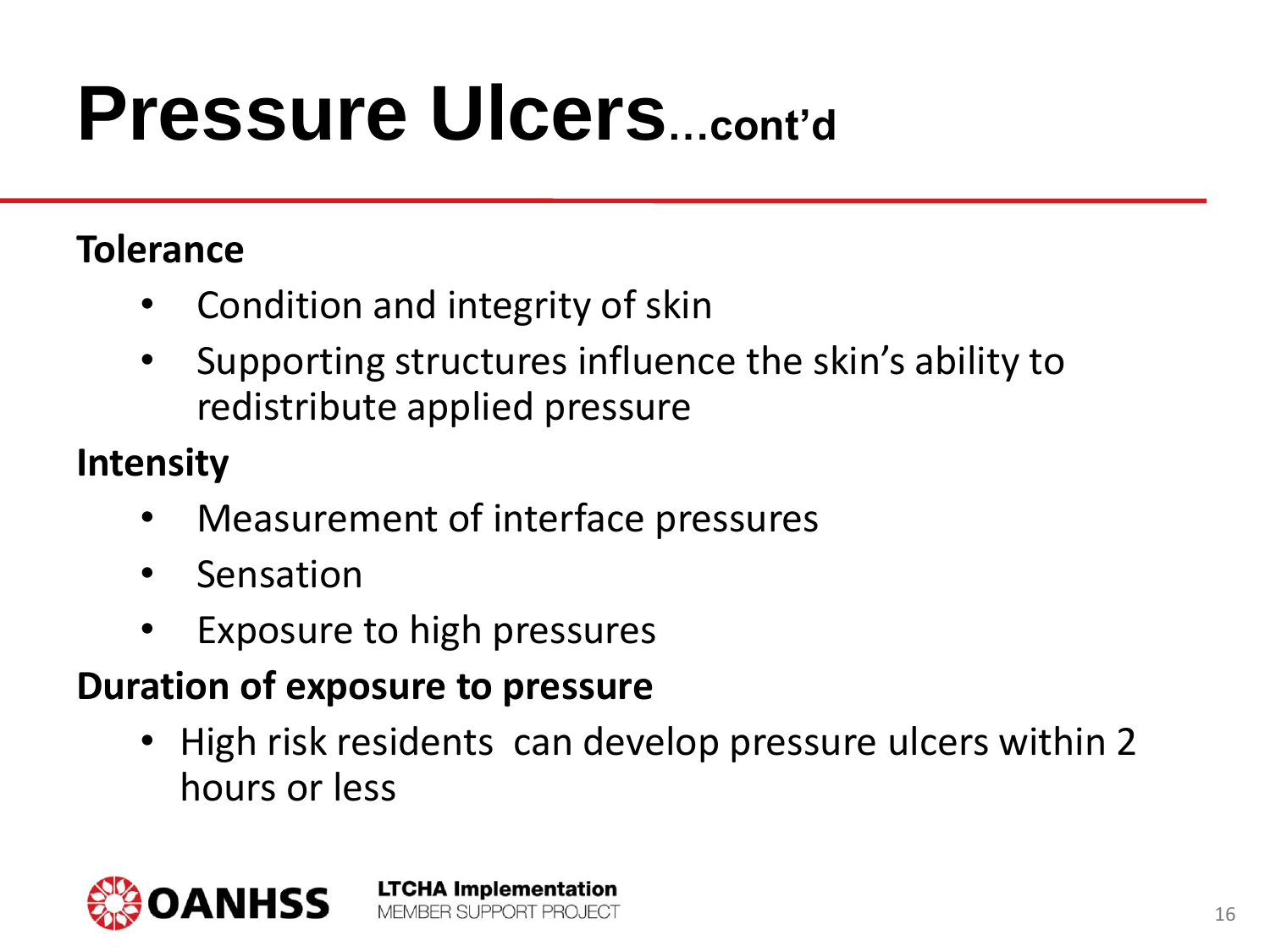# Pressure Ulcers...cont'd

**Tolerance**

- Condition and integrity of skin
- Supporting structures influence the skin's ability to redistribute applied pressure

**Intensity**

- Measurement of interface pressures
- Sensation
- Exposure to high pressures

**Duration of exposure to pressure**

- High risk residents can develop pressure ulcers within 2 hours or less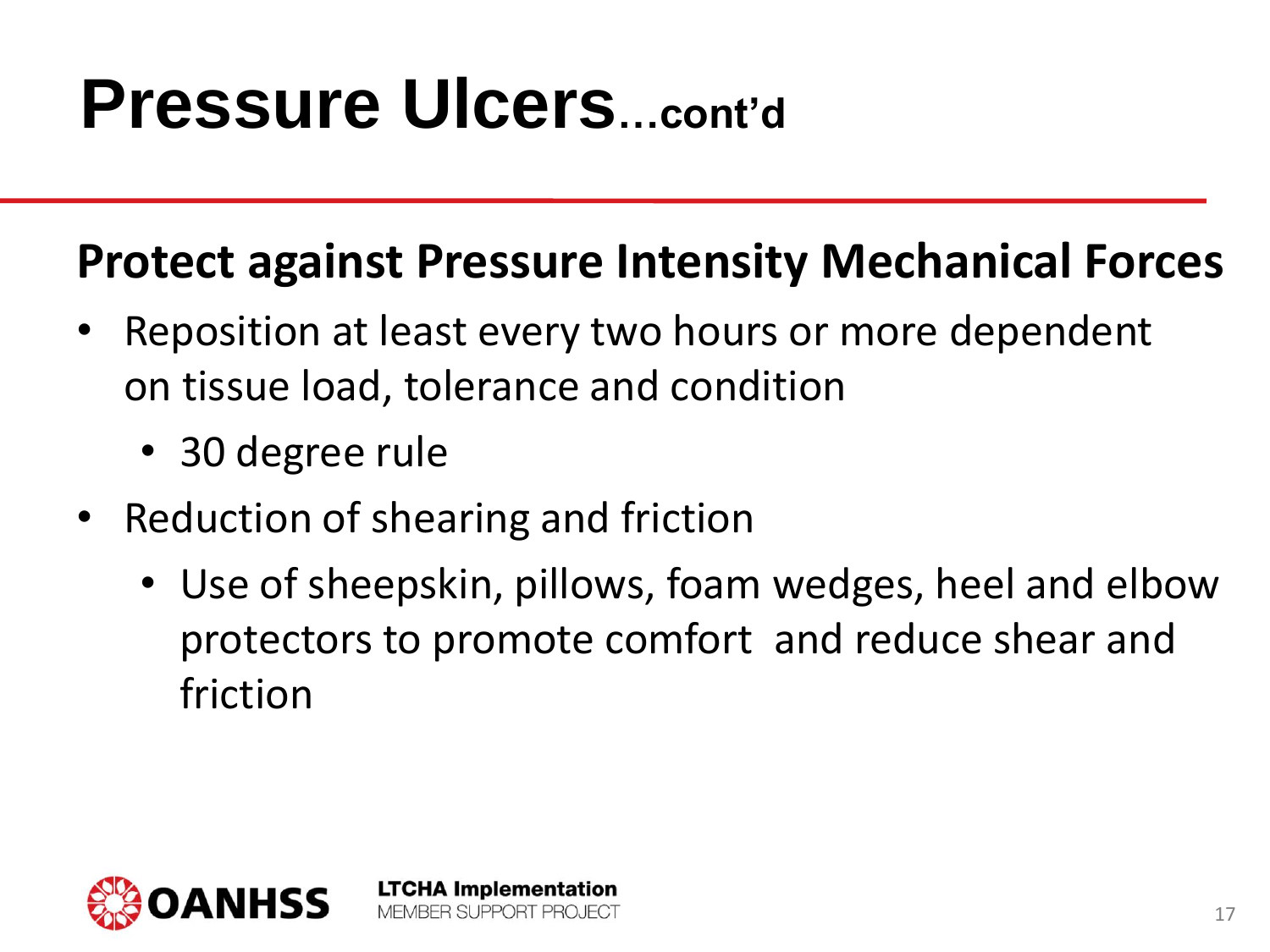# Pressure Ulcers…cont'd

## Protect against Pressure Intensity Mechanical Forces

- Reposition at least every two hours or more dependent on tissue load, tolerance and condition
  - 30 degree rule
- Reduction of shearing and friction
  - Use of sheepskin, pillows, foam wedges, heel and elbow protectors to promote comfort  and reduce shear and friction

OANHSS

**LTCHA Implementation**
MEMBER SUPPORT PROJECT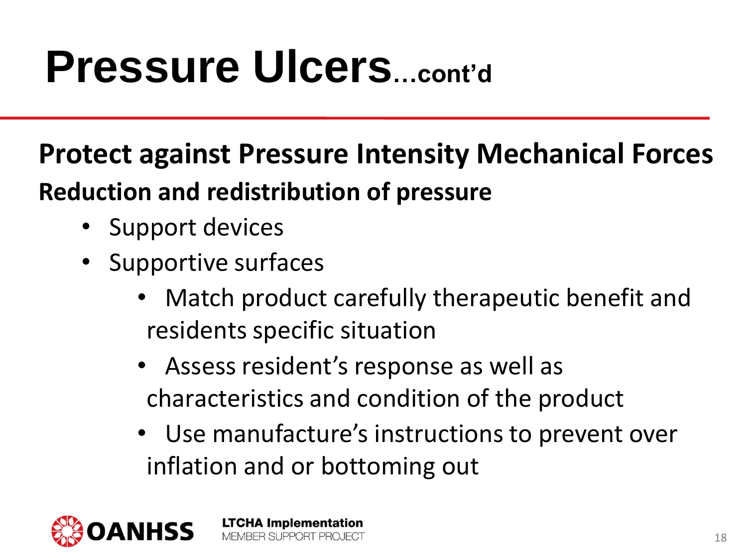# Pressure Ulcers...cont'd

## Protect against Pressure Intensity Mechanical Forces

**Reduction and redistribution of pressure**

- Support devices
- Supportive surfaces
  - Match product carefully therapeutic benefit and residents specific situation
  - Assess resident's response as well as characteristics and condition of the product
  - Use manufacture's instructions to prevent over inflation and or bottoming out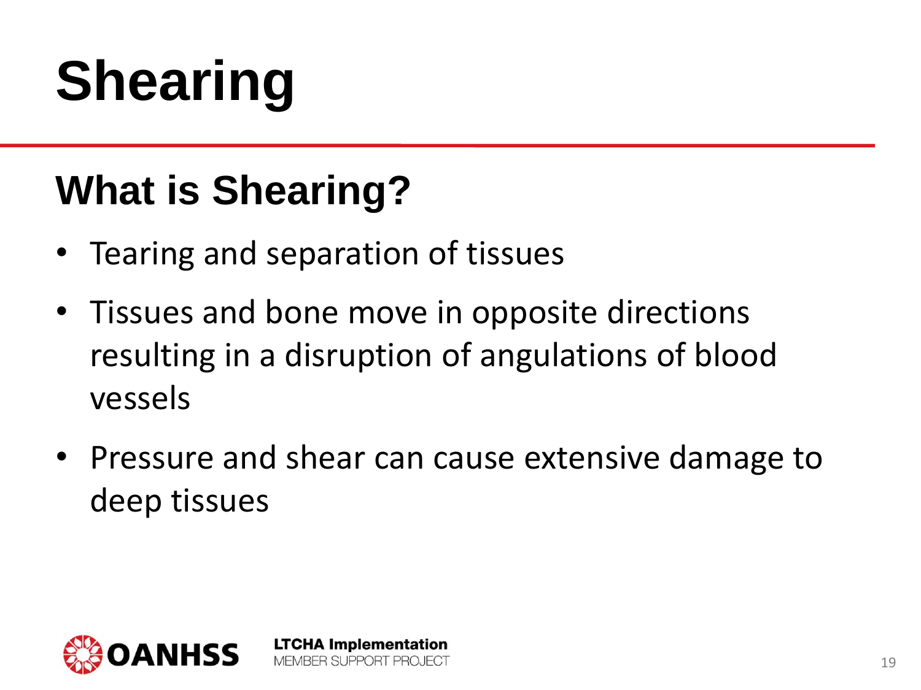# Shearing

## What is Shearing?

- Tearing and separation of tissues
- Tissues and bone move in opposite directions resulting in a disruption of angulations of blood vessels
- Pressure and shear can cause extensive damage to deep tissues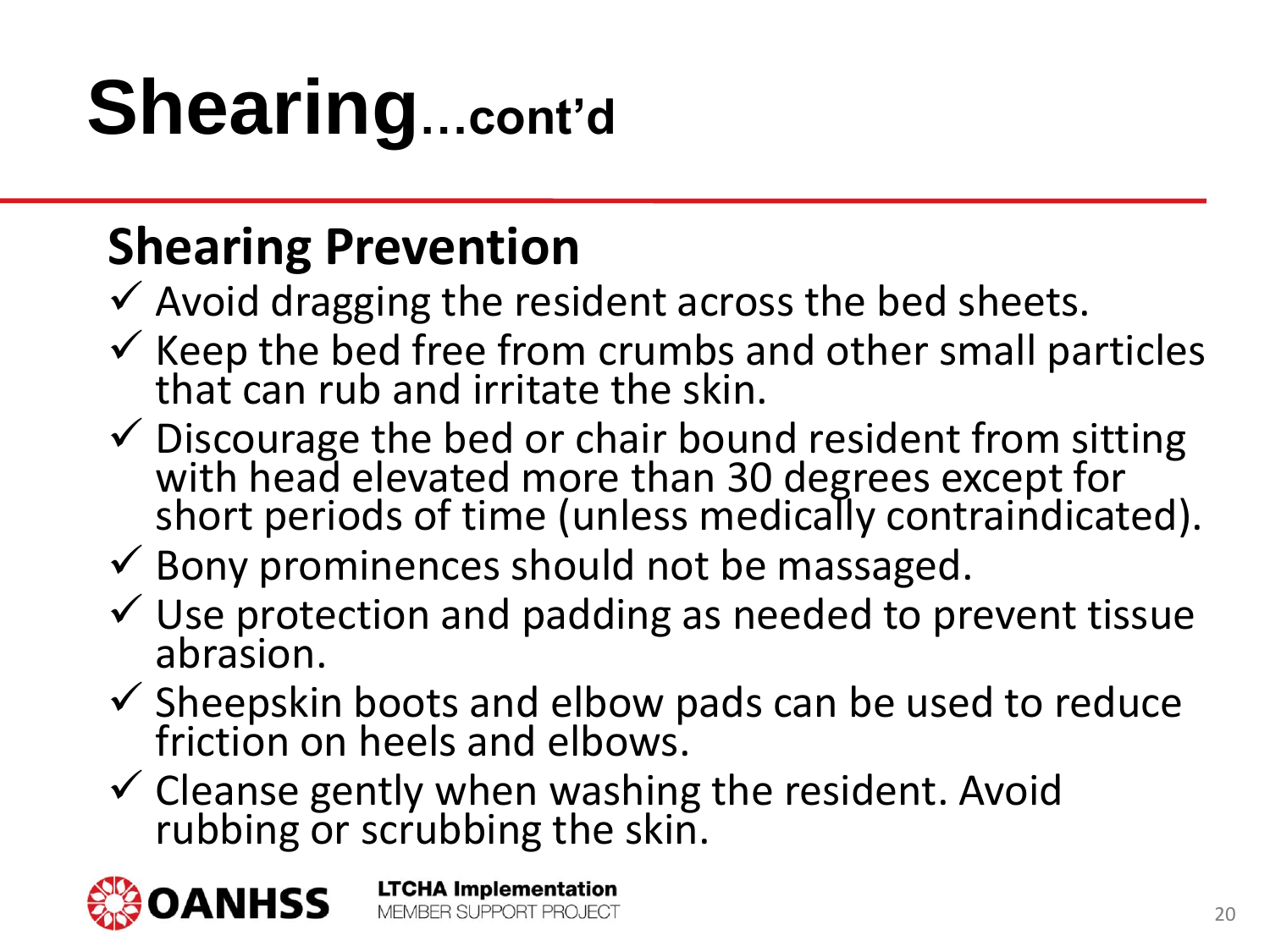# Shearing...cont'd

## Shearing Prevention

- ✓ Avoid dragging the resident across the bed sheets.
- ✓ Keep the bed free from crumbs and other small particles that can rub and irritate the skin.
- ✓ Discourage the bed or chair bound resident from sitting with head elevated more than 30 degrees except for short periods of time (unless medically contraindicated).
- ✓ Bony prominences should not be massaged.
- ✓ Use protection and padding as needed to prevent tissue abrasion.
- ✓ Sheepskin boots and elbow pads can be used to reduce friction on heels and elbows.
- ✓ Cleanse gently when washing the resident. Avoid rubbing or scrubbing the skin.

OANHSS

**LTCHA Implementation**
MEMBER SUPPORT PROJECT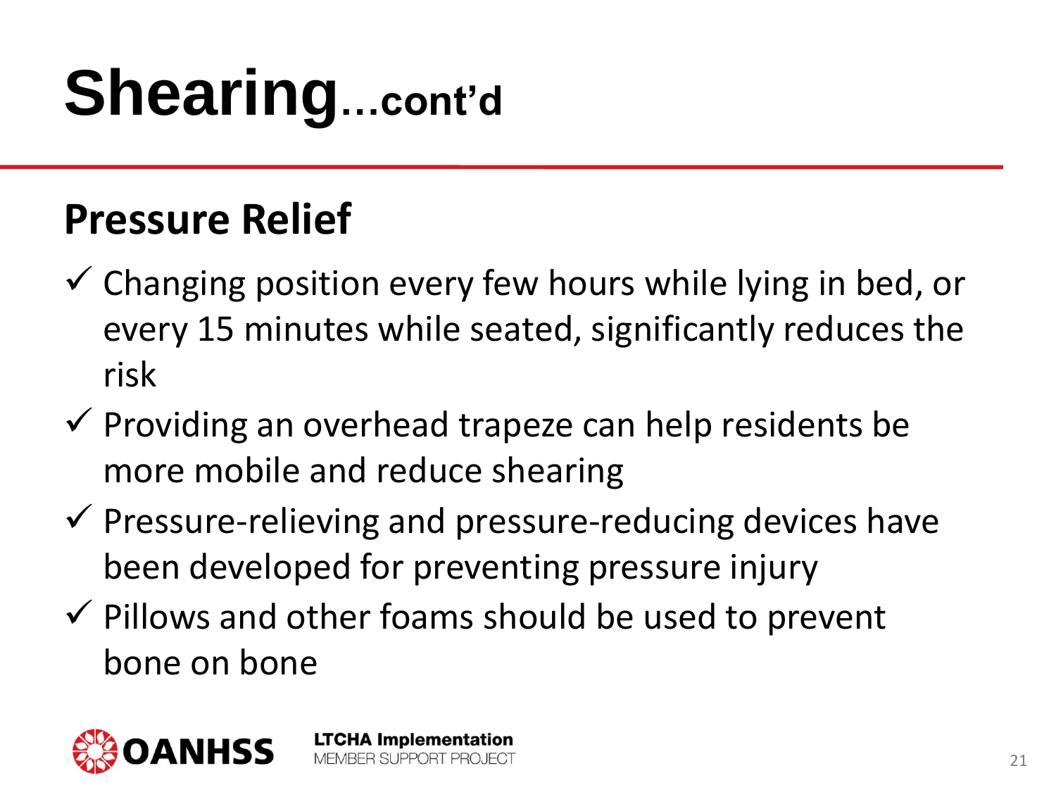# Shearing…cont'd

## Pressure Relief

- ✓ Changing position every few hours while lying in bed, or every 15 minutes while seated, significantly reduces the risk
- ✓ Providing an overhead trapeze can help residents be more mobile and reduce shearing
- ✓ Pressure-relieving and pressure-reducing devices have been developed for preventing pressure injury
- ✓ Pillows and other foams should be used to prevent bone on bone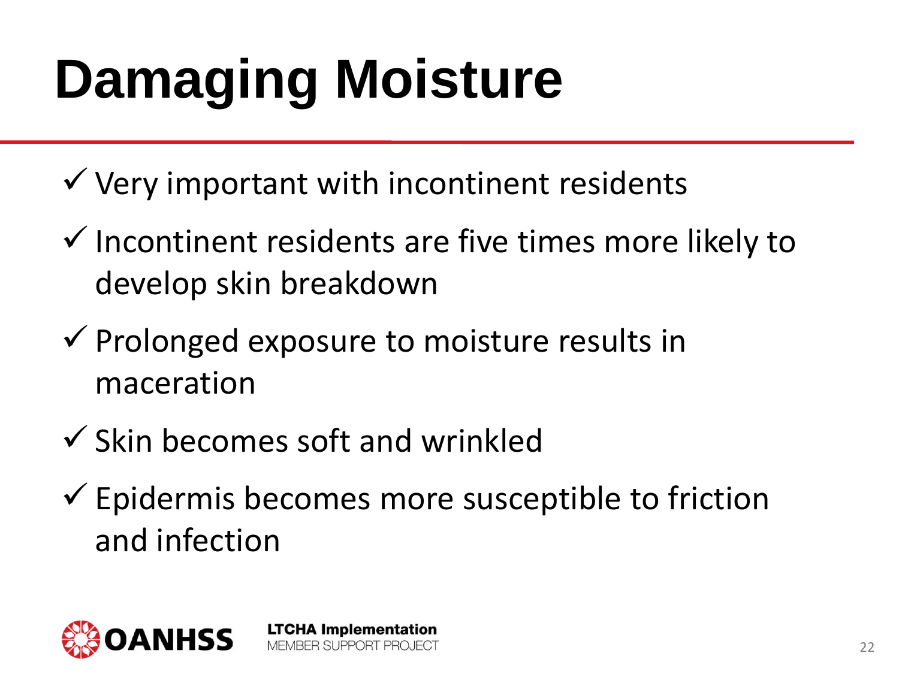# Damaging Moisture

- ✓ Very important with incontinent residents
- ✓ Incontinent residents are five times more likely to develop skin breakdown
- ✓ Prolonged exposure to moisture results in maceration
- ✓ Skin becomes soft and wrinkled
- ✓ Epidermis becomes more susceptible to friction and infection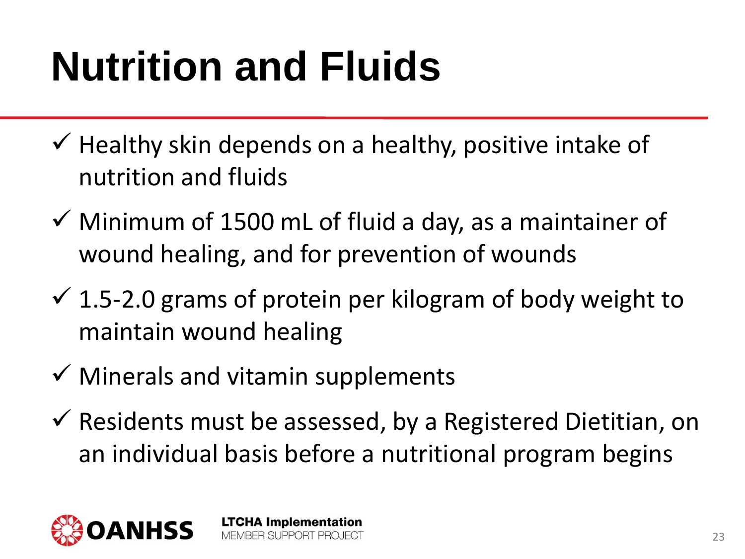# Nutrition and Fluids

- ✓ Healthy skin depends on a healthy, positive intake of nutrition and fluids
- ✓ Minimum of 1500 mL of fluid a day, as a maintainer of wound healing, and for prevention of wounds
- ✓ 1.5-2.0 grams of protein per kilogram of body weight to maintain wound healing
- ✓ Minerals and vitamin supplements
- ✓ Residents must be assessed, by a Registered Dietitian, on an individual basis before a nutritional program begins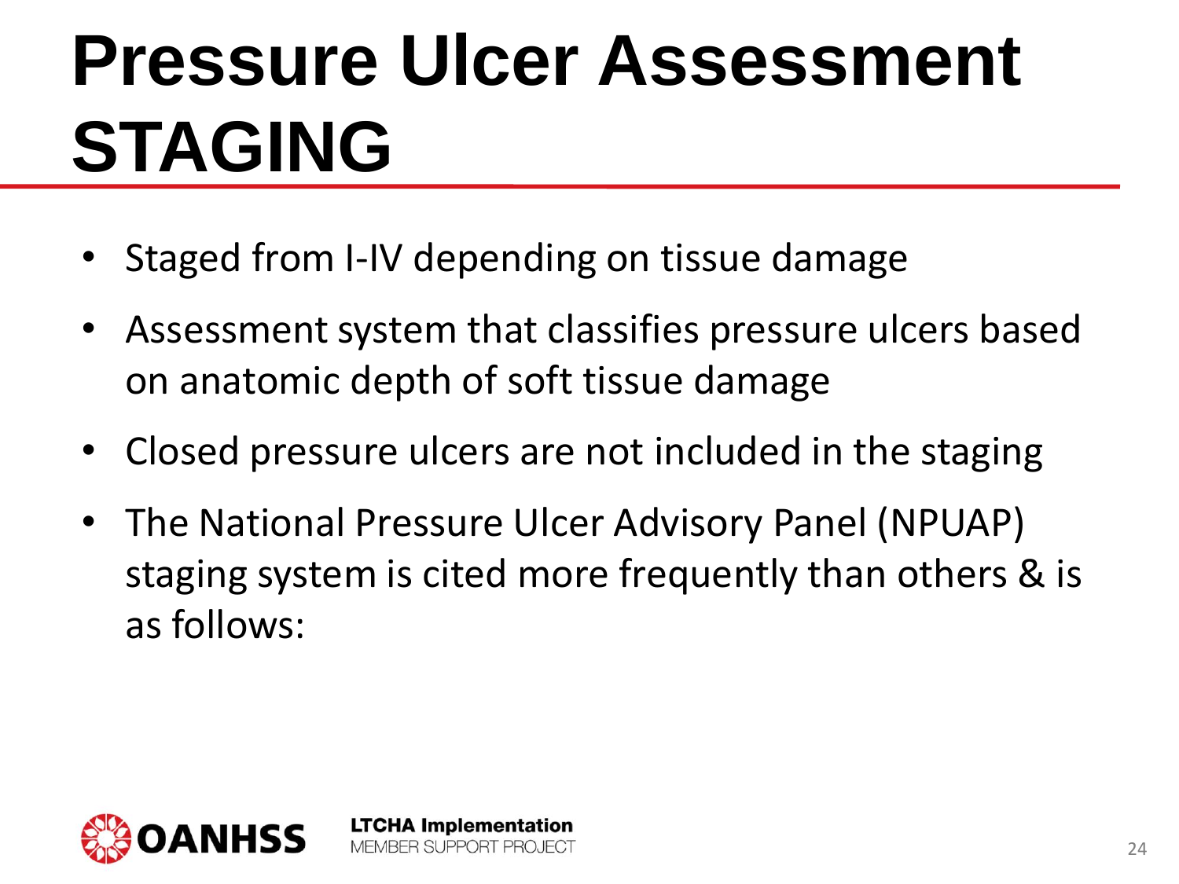# Pressure Ulcer Assessment STAGING

- Staged from I-IV depending on tissue damage
- Assessment system that classifies pressure ulcers based on anatomic depth of soft tissue damage
- Closed pressure ulcers are not included in the staging
- The National Pressure Ulcer Advisory Panel (NPUAP) staging system is cited more frequently than others & is as follows: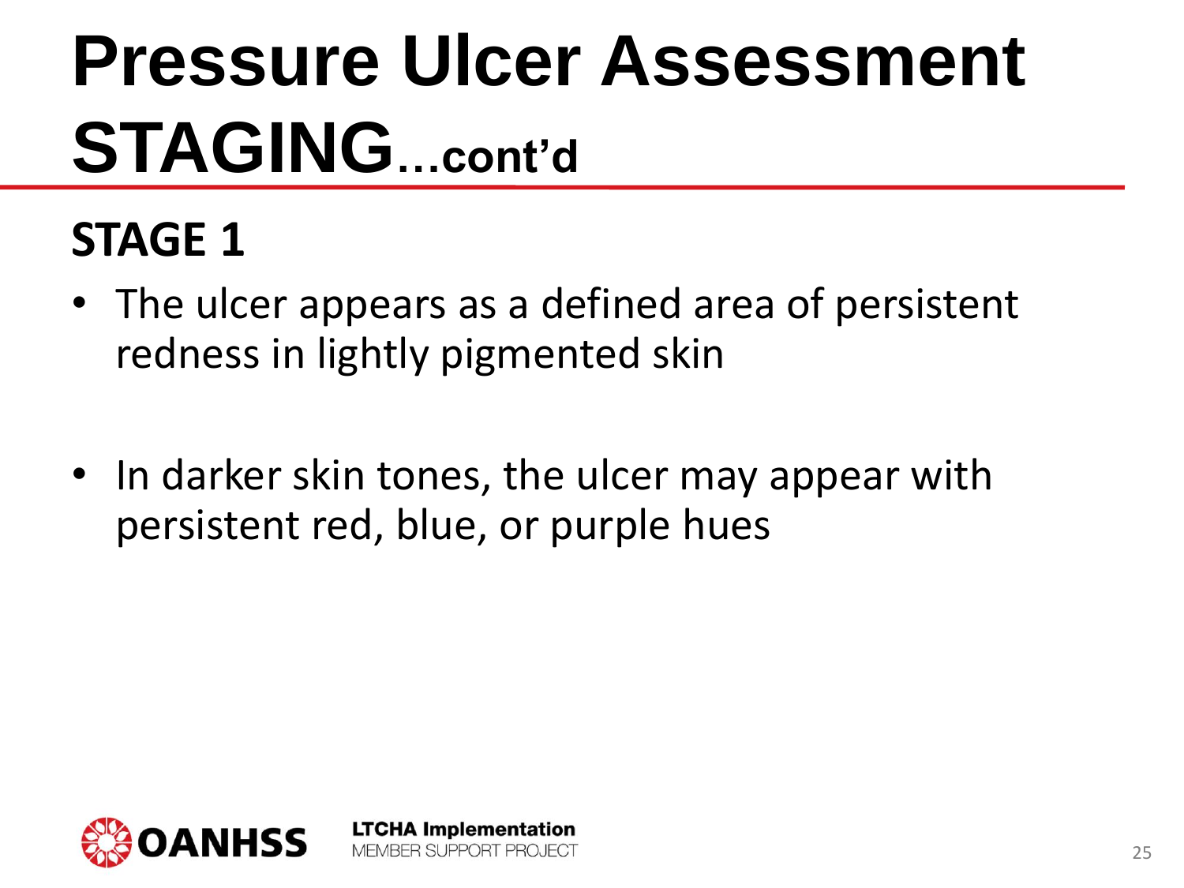# Pressure Ulcer Assessment STAGING…cont'd

## STAGE 1

- The ulcer appears as a defined area of persistent redness in lightly pigmented skin
- In darker skin tones, the ulcer may appear with persistent red, blue, or purple hues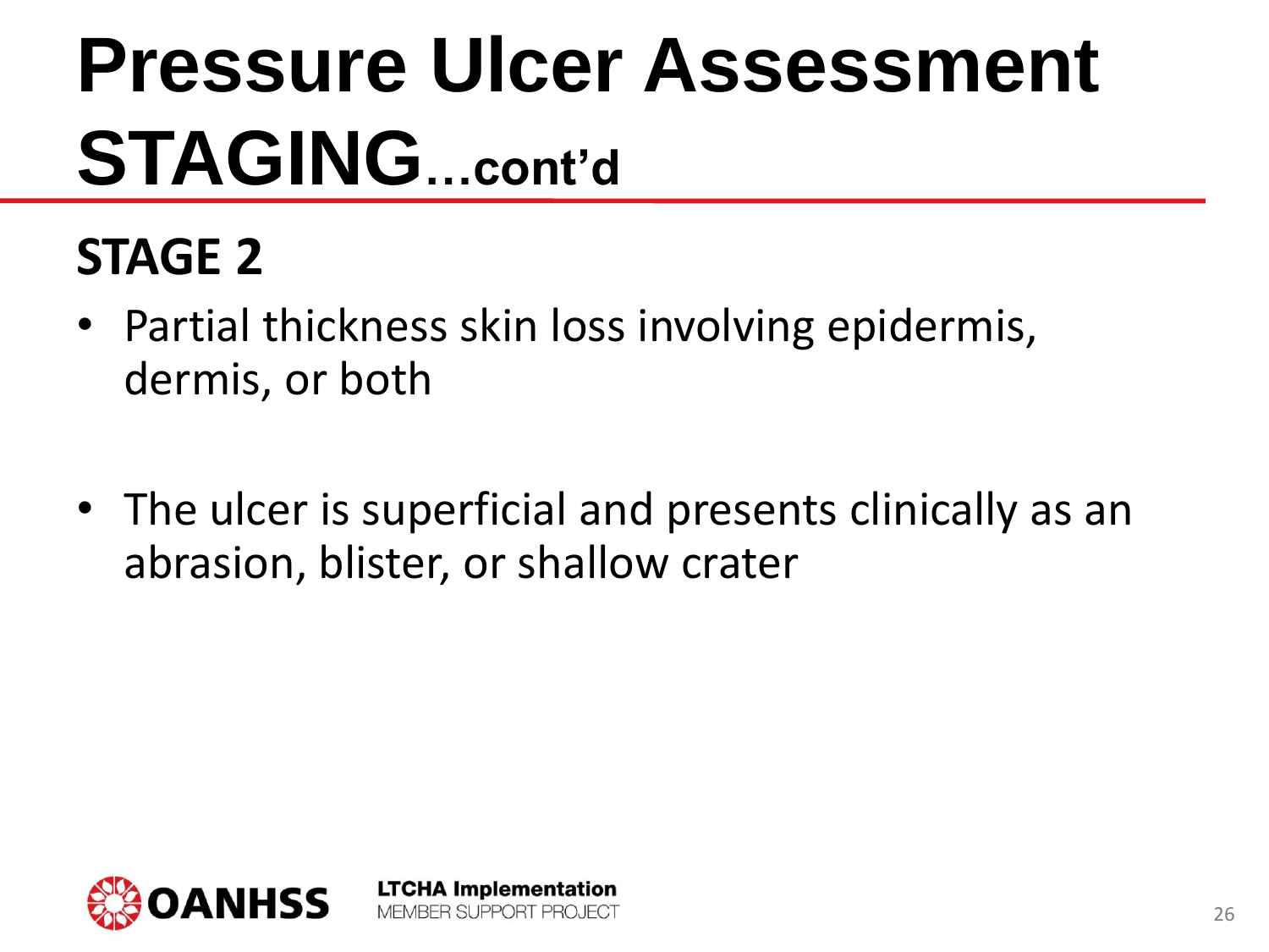# Pressure Ulcer Assessment STAGING…cont'd

## STAGE 2

- Partial thickness skin loss involving epidermis, dermis, or both

- The ulcer is superficial and presents clinically as an abrasion, blister, or shallow crater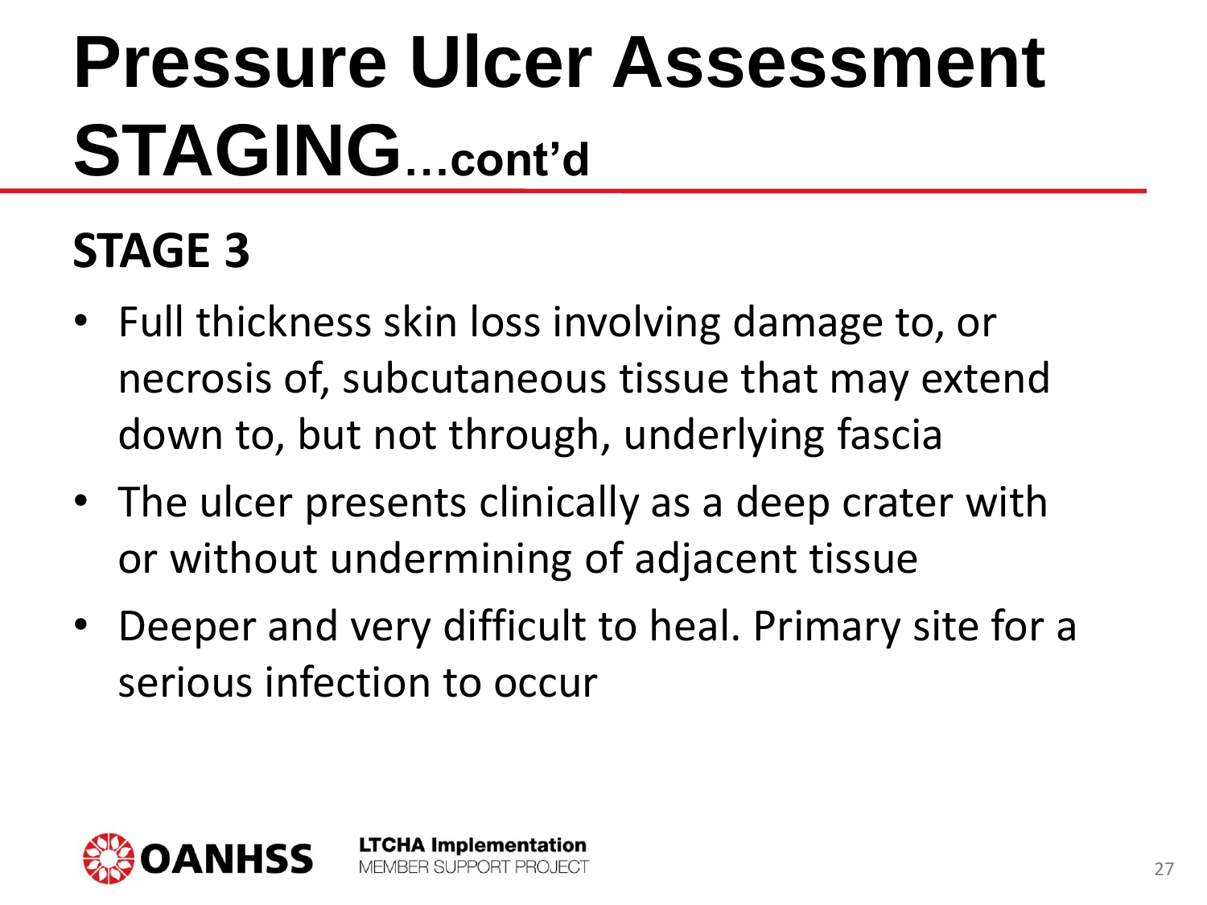# Pressure Ulcer Assessment STAGING…cont'd

## STAGE 3

- Full thickness skin loss involving damage to, or necrosis of, subcutaneous tissue that may extend down to, but not through, underlying fascia
- The ulcer presents clinically as a deep crater with or without undermining of adjacent tissue
- Deeper and very difficult to heal. Primary site for a serious infection to occur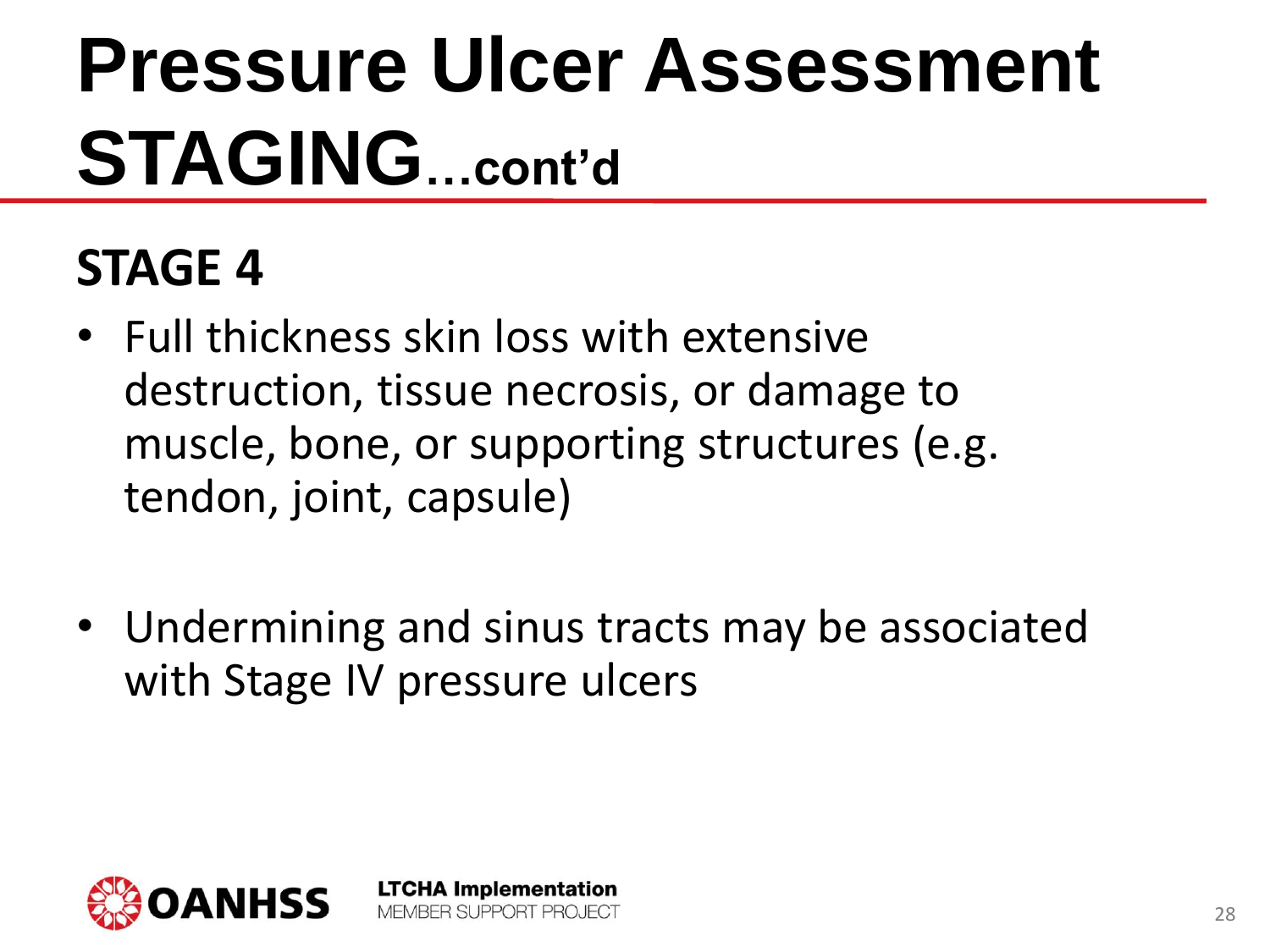# Pressure Ulcer Assessment STAGING…cont'd

## STAGE 4

- Full thickness skin loss with extensive destruction, tissue necrosis, or damage to muscle, bone, or supporting structures (e.g. tendon, joint, capsule)

- Undermining and sinus tracts may be associated with Stage IV pressure ulcers

OANHSS

**LTCHA Implementation**
MEMBER SUPPORT PROJECT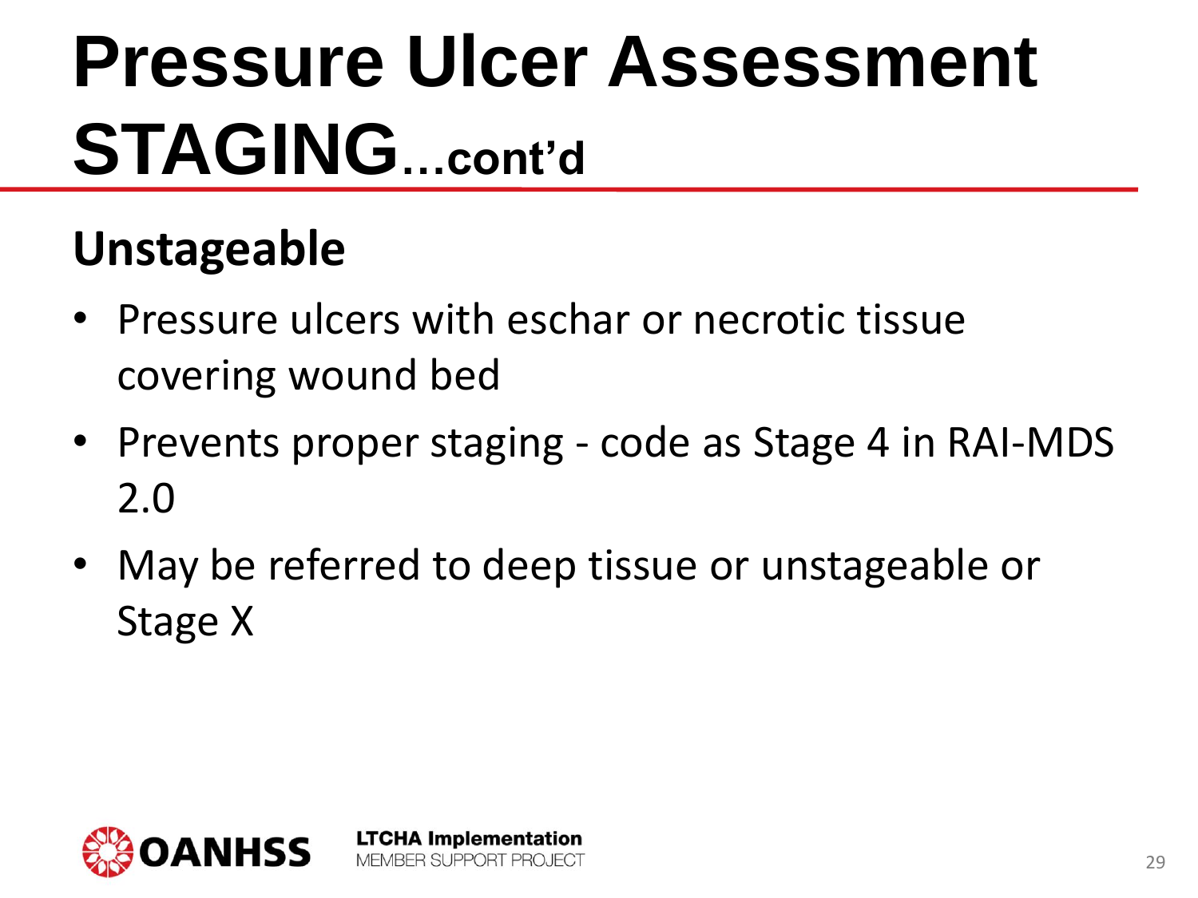# Pressure Ulcer Assessment STAGING…cont'd

## Unstageable

- Pressure ulcers with eschar or necrotic tissue covering wound bed
- Prevents proper staging - code as Stage 4 in RAI-MDS 2.0
- May be referred to deep tissue or unstageable or Stage X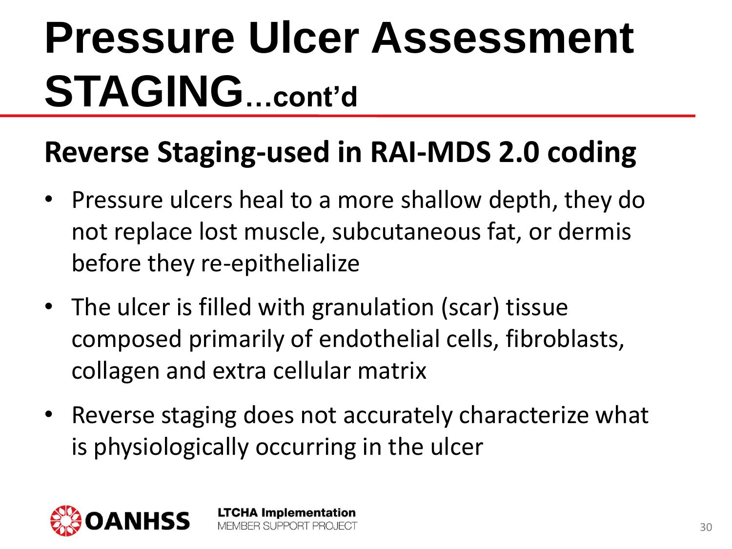# Pressure Ulcer Assessment STAGING…cont'd

## Reverse Staging-used in RAI-MDS 2.0 coding

- Pressure ulcers heal to a more shallow depth, they do not replace lost muscle, subcutaneous fat, or dermis before they re-epithelialize
- The ulcer is filled with granulation (scar) tissue composed primarily of endothelial cells, fibroblasts, collagen and extra cellular matrix
- Reverse staging does not accurately characterize what is physiologically occurring in the ulcer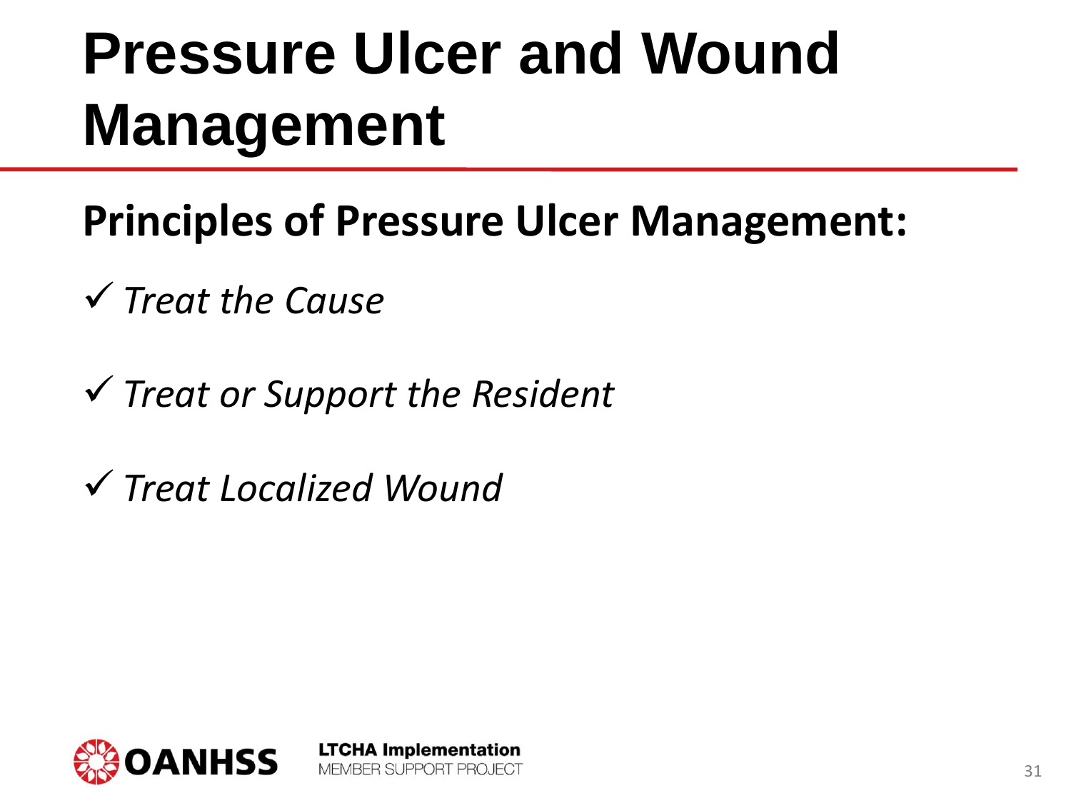# Pressure Ulcer and Wound Management

**Principles of Pressure Ulcer Management:**

- ✓ *Treat the Cause*
- ✓ *Treat or Support the Resident*
- ✓ *Treat Localized Wound*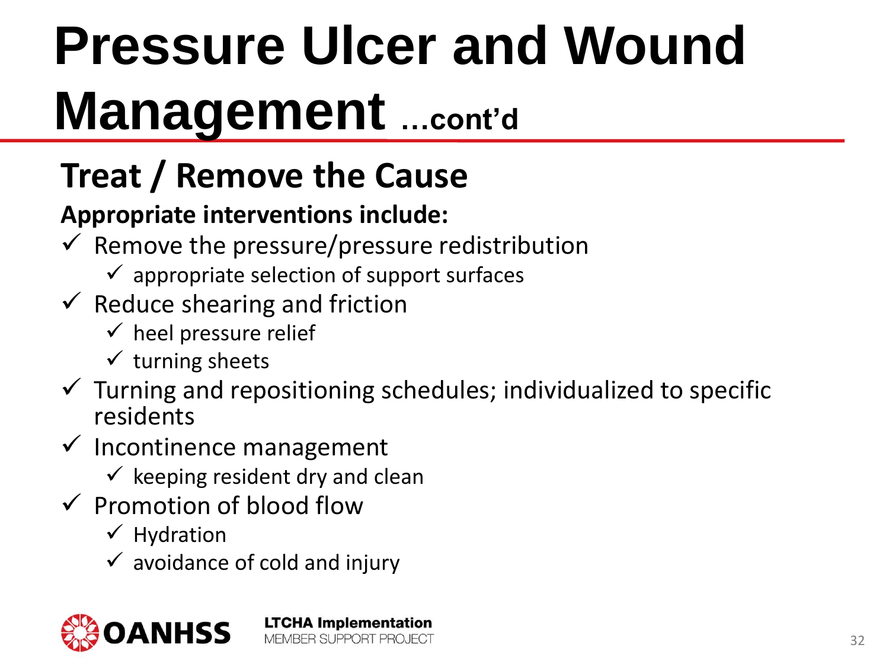# Pressure Ulcer and Wound Management …cont'd

## Treat / Remove the Cause

**Appropriate interventions include:**

- ✓ Remove the pressure/pressure redistribution
  - ✓ appropriate selection of support surfaces
- ✓ Reduce shearing and friction
  - ✓ heel pressure relief
  - ✓ turning sheets
- ✓ Turning and repositioning schedules; individualized to specific residents
- ✓ Incontinence management
  - ✓ keeping resident dry and clean
- ✓ Promotion of blood flow
  - ✓ Hydration
  - ✓ avoidance of cold and injury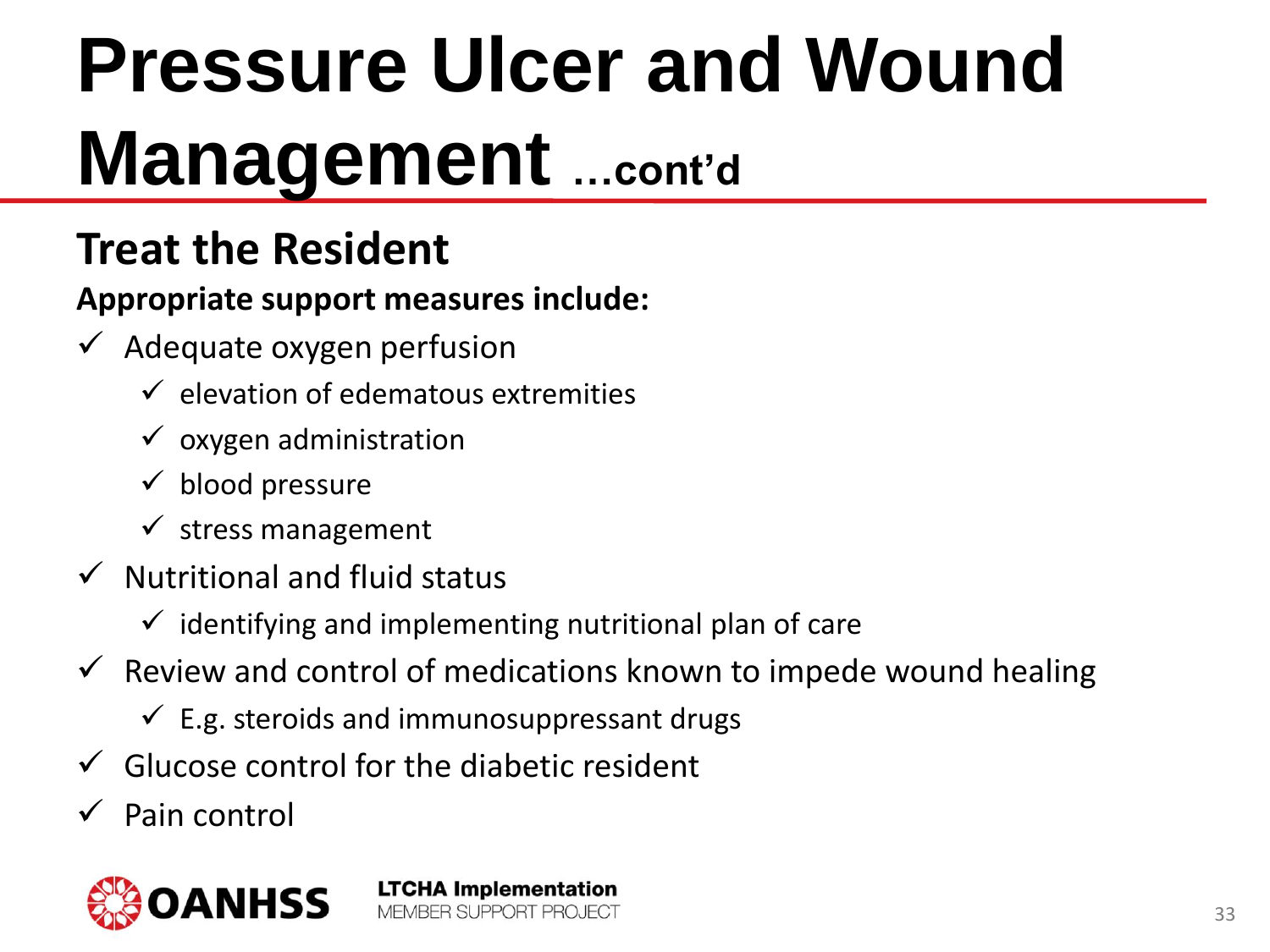# Pressure Ulcer and Wound Management ...cont'd

## Treat the Resident

**Appropriate support measures include:**

- Adequate oxygen perfusion
  - elevation of edematous extremities
  - oxygen administration
  - blood pressure
  - stress management
- Nutritional and fluid status
  - identifying and implementing nutritional plan of care
- Review and control of medications known to impede wound healing
  - E.g. steroids and immunosuppressant drugs
- Glucose control for the diabetic resident
- Pain control

OANHSS

**LTCHA Implementation**
MEMBER SUPPORT PROJECT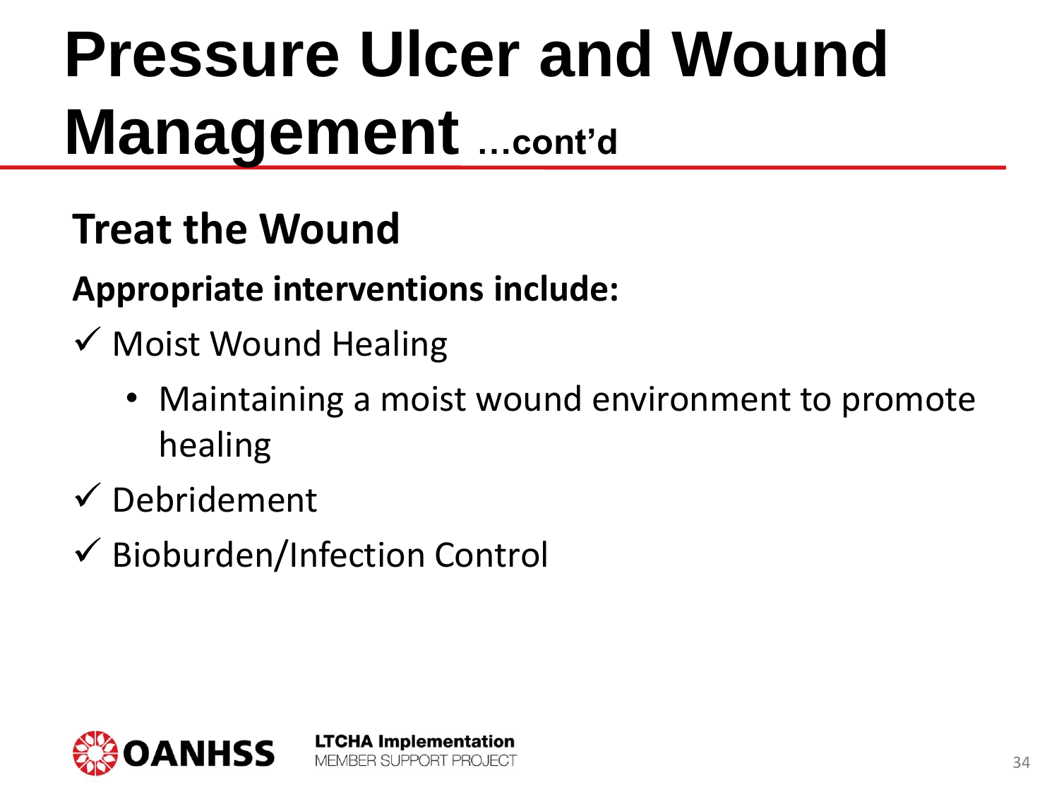# Pressure Ulcer and Wound Management …cont'd

## Treat the Wound

**Appropriate interventions include:**

- ✓ Moist Wound Healing
  - Maintaining a moist wound environment to promote healing
- ✓ Debridement
- ✓ Bioburden/Infection Control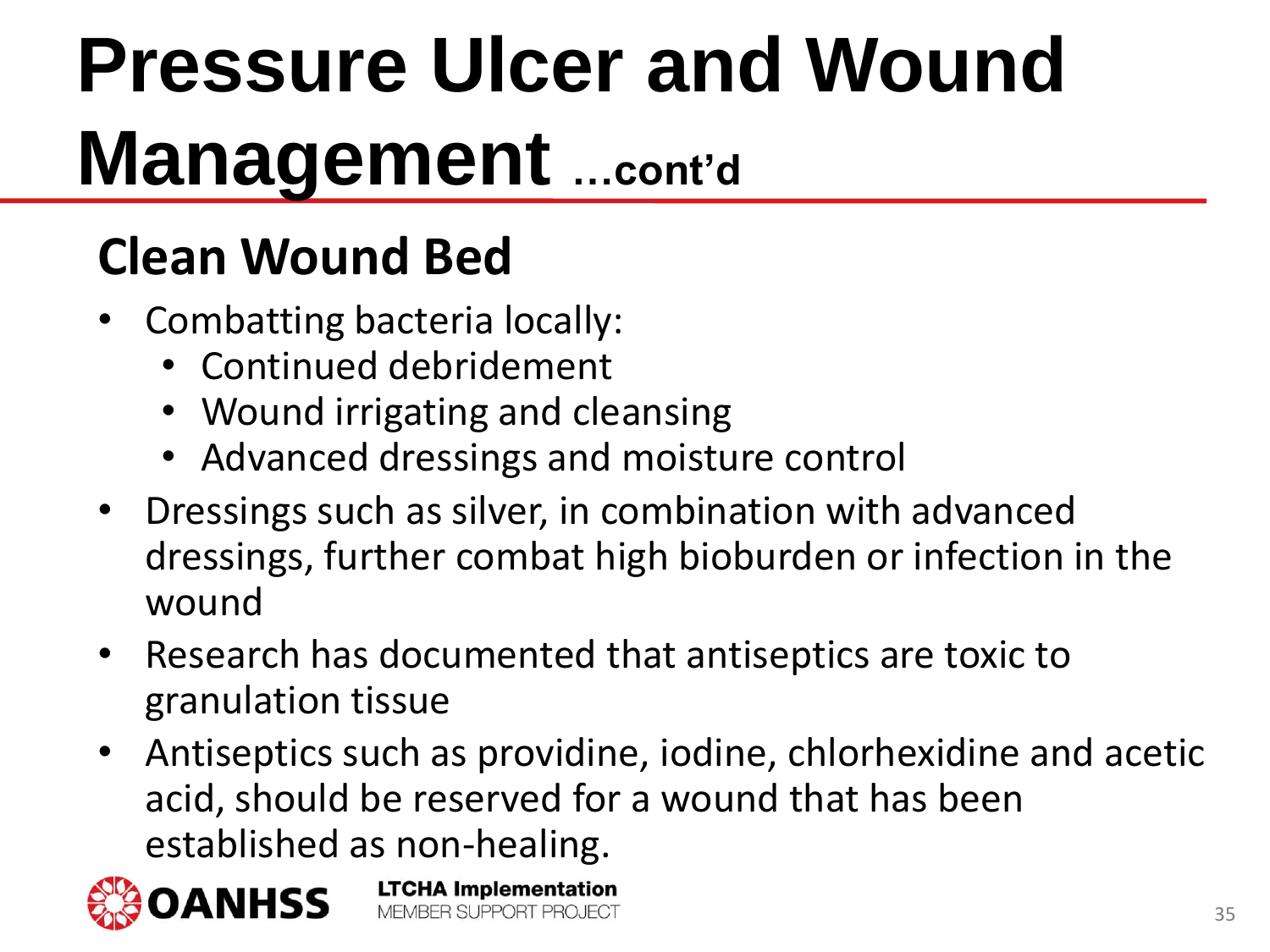# Pressure Ulcer and Wound Management …cont'd

## Clean Wound Bed

- Combatting bacteria locally:
  - Continued debridement
  - Wound irrigating and cleansing
  - Advanced dressings and moisture control
- Dressings such as silver, in combination with advanced dressings, further combat high bioburden or infection in the wound
- Research has documented that antiseptics are toxic to granulation tissue
- Antiseptics such as providine, iodine, chlorhexidine and acetic acid, should be reserved for a wound that has been established as non-healing.

OANHSS

**LTCHA Implementation**
MEMBER SUPPORT PROJECT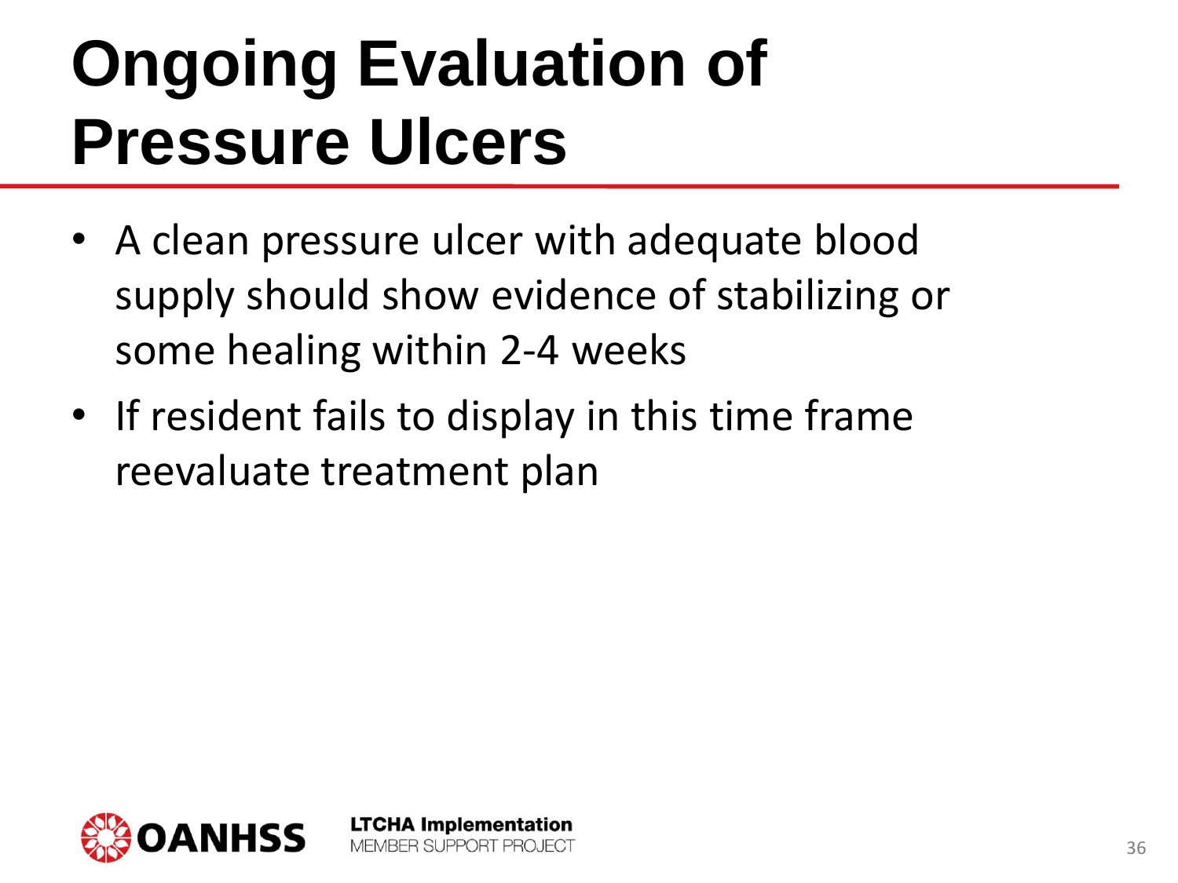# Ongoing Evaluation of Pressure Ulcers

- A clean pressure ulcer with adequate blood supply should show evidence of stabilizing or some healing within 2-4 weeks
- If resident fails to display in this time frame reevaluate treatment plan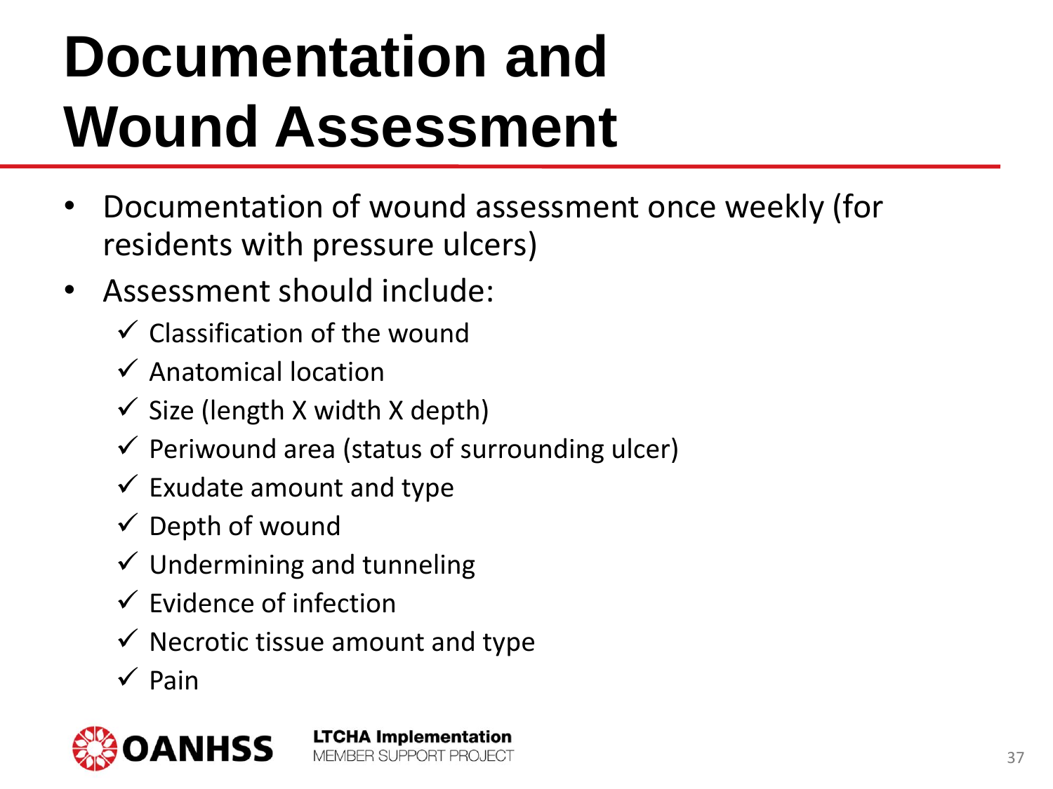# Documentation and Wound Assessment

- Documentation of wound assessment once weekly (for residents with pressure ulcers)
- Assessment should include:
  - ✓ Classification of the wound
  - ✓ Anatomical location
  - ✓ Size (length X width X depth)
  - ✓ Periwound area (status of surrounding ulcer)
  - ✓ Exudate amount and type
  - ✓ Depth of wound
  - ✓ Undermining and tunneling
  - ✓ Evidence of infection
  - ✓ Necrotic tissue amount and type
  - ✓ Pain

OANHSS

**LTCHA Implementation**
MEMBER SUPPORT PROJECT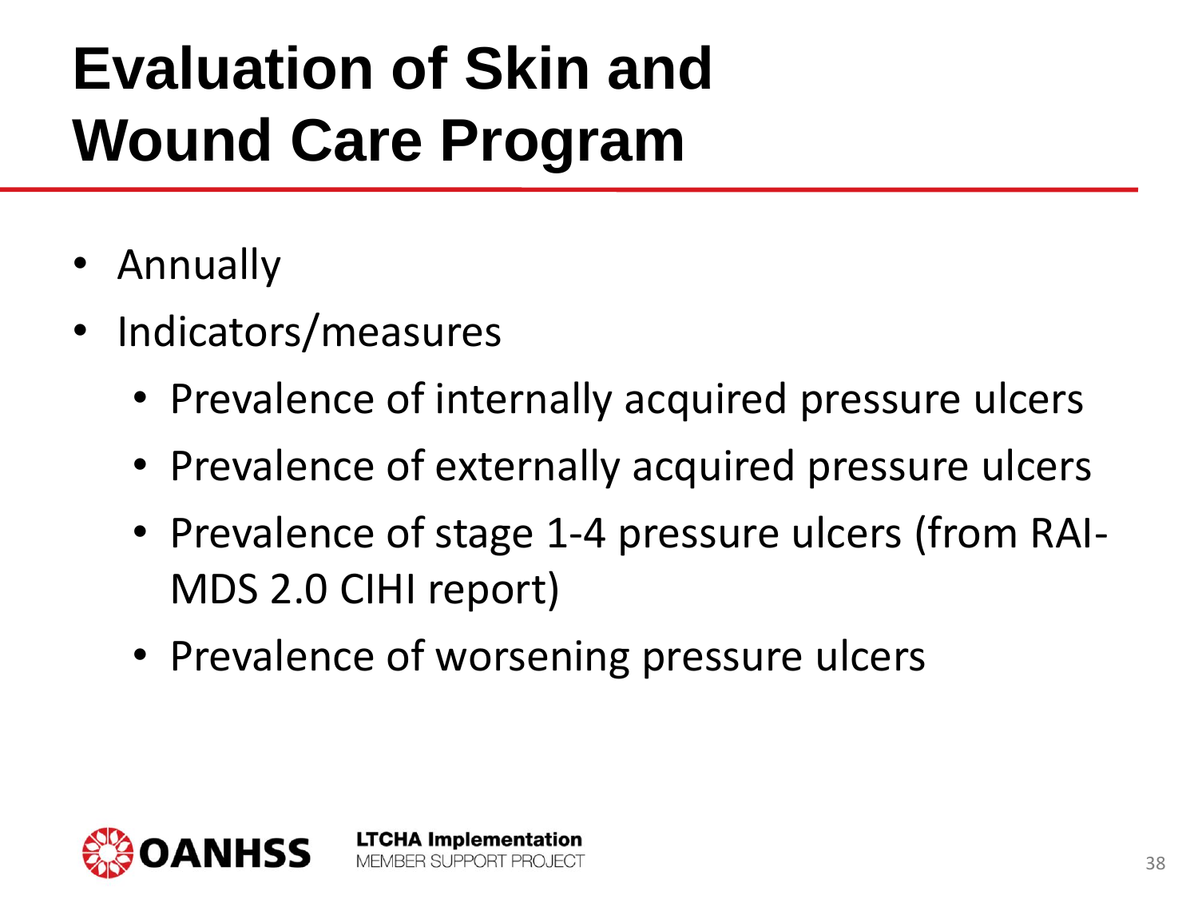# Evaluation of Skin and Wound Care Program

- Annually
- Indicators/measures
  - Prevalence of internally acquired pressure ulcers
  - Prevalence of externally acquired pressure ulcers
  - Prevalence of stage 1-4 pressure ulcers (from RAI-MDS 2.0 CIHI report)
  - Prevalence of worsening pressure ulcers